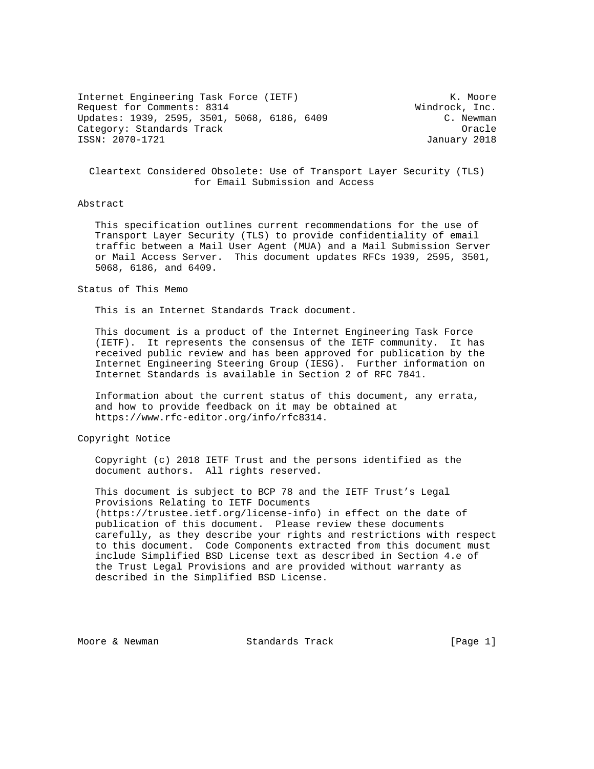Internet Engineering Task Force (IETF) K. Moore
Request for Comments: 8314 Windrock, Inc.
Updates: 1939, 2595, 3501, 5068, 6186, 6409 C. Newman
Category: Standards Track Oracle
ISSN: 2070-1721 January 2018

# Cleartext Considered Obsolete: Use of Transport Layer Security (TLS) for Email Submission and Access

## Abstract

This specification outlines current recommendations for the use of Transport Layer Security (TLS) to provide confidentiality of email traffic between a Mail User Agent (MUA) and a Mail Submission Server or Mail Access Server. This document updates RFCs 1939, 2595, 3501, 5068, 6186, and 6409.

## Status of This Memo

This is an Internet Standards Track document.

This document is a product of the Internet Engineering Task Force (IETF). It represents the consensus of the IETF community. It has received public review and has been approved for publication by the Internet Engineering Steering Group (IESG). Further information on Internet Standards is available in Section 2 of RFC 7841.

Information about the current status of this document, any errata, and how to provide feedback on it may be obtained at https://www.rfc-editor.org/info/rfc8314.

## Copyright Notice

Copyright (c) 2018 IETF Trust and the persons identified as the document authors. All rights reserved.

This document is subject to BCP 78 and the IETF Trust's Legal Provisions Relating to IETF Documents (https://trustee.ietf.org/license-info) in effect on the date of publication of this document. Please review these documents carefully, as they describe your rights and restrictions with respect to this document. Code Components extracted from this document must include Simplified BSD License text as described in Section 4.e of the Trust Legal Provisions and are provided without warranty as described in the Simplified BSD License.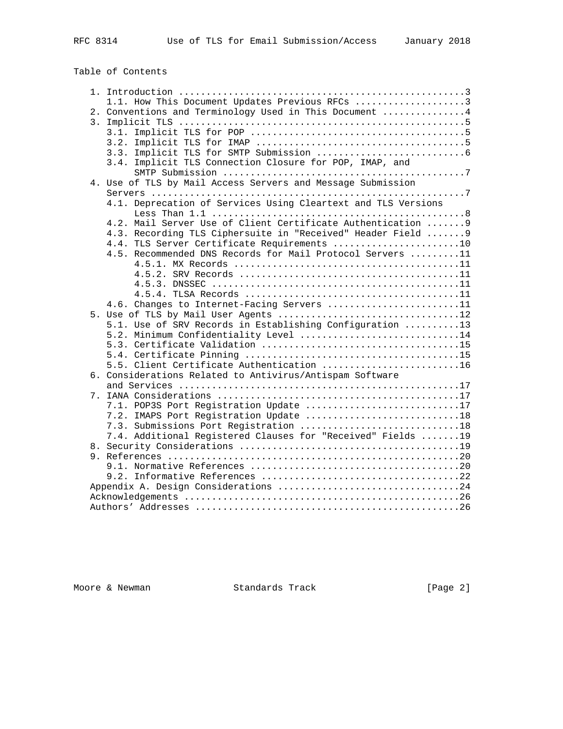# Table of Contents

```
   1. Introduction ....................................................3
      1.1. How This Document Updates Previous RFCs ....................3
   2. Conventions and Terminology Used in This Document ...............4
   3. Implicit TLS ....................................................5
      3.1. Implicit TLS for POP .......................................5
      3.2. Implicit TLS for IMAP ......................................5
      3.3. Implicit TLS for SMTP Submission ...........................6
      3.4. Implicit TLS Connection Closure for POP, IMAP, and
           SMTP Submission ............................................7
   4. Use of TLS by Mail Access Servers and Message Submission
      Servers .........................................................7
      4.1. Deprecation of Services Using Cleartext and TLS Versions
           Less Than 1.1 ..............................................8
      4.2. Mail Server Use of Client Certificate Authentication .......9
      4.3. Recording TLS Ciphersuite in "Received" Header Field .......9
      4.4. TLS Server Certificate Requirements .......................10
      4.5. Recommended DNS Records for Mail Protocol Servers .........11
           4.5.1. MX Records .........................................11
           4.5.2. SRV Records ........................................11
           4.5.3. DNSSEC .............................................11
           4.5.4. TLSA Records .......................................11
      4.6. Changes to Internet-Facing Servers ........................11
   5. Use of TLS by Mail User Agents .................................12
      5.1. Use of SRV Records in Establishing Configuration ..........13
      5.2. Minimum Confidentiality Level .............................14
      5.3. Certificate Validation ....................................15
      5.4. Certificate Pinning .......................................15
      5.5. Client Certificate Authentication .........................16
   6. Considerations Related to Antivirus/Antispam Software
      and Services ...................................................17
   7. IANA Considerations ............................................17
      7.1. POP3S Port Registration Update ............................17
      7.2. IMAPS Port Registration Update ............................18
      7.3. Submissions Port Registration .............................18
      7.4. Additional Registered Clauses for "Received" Fields .......19
   8. Security Considerations ........................................19
   9. References .....................................................20
      9.1. Normative References ......................................20
      9.2. Informative References ....................................22
   Appendix A. Design Considerations .................................24
   Acknowledgements ..................................................26
   Authors' Addresses ................................................26
```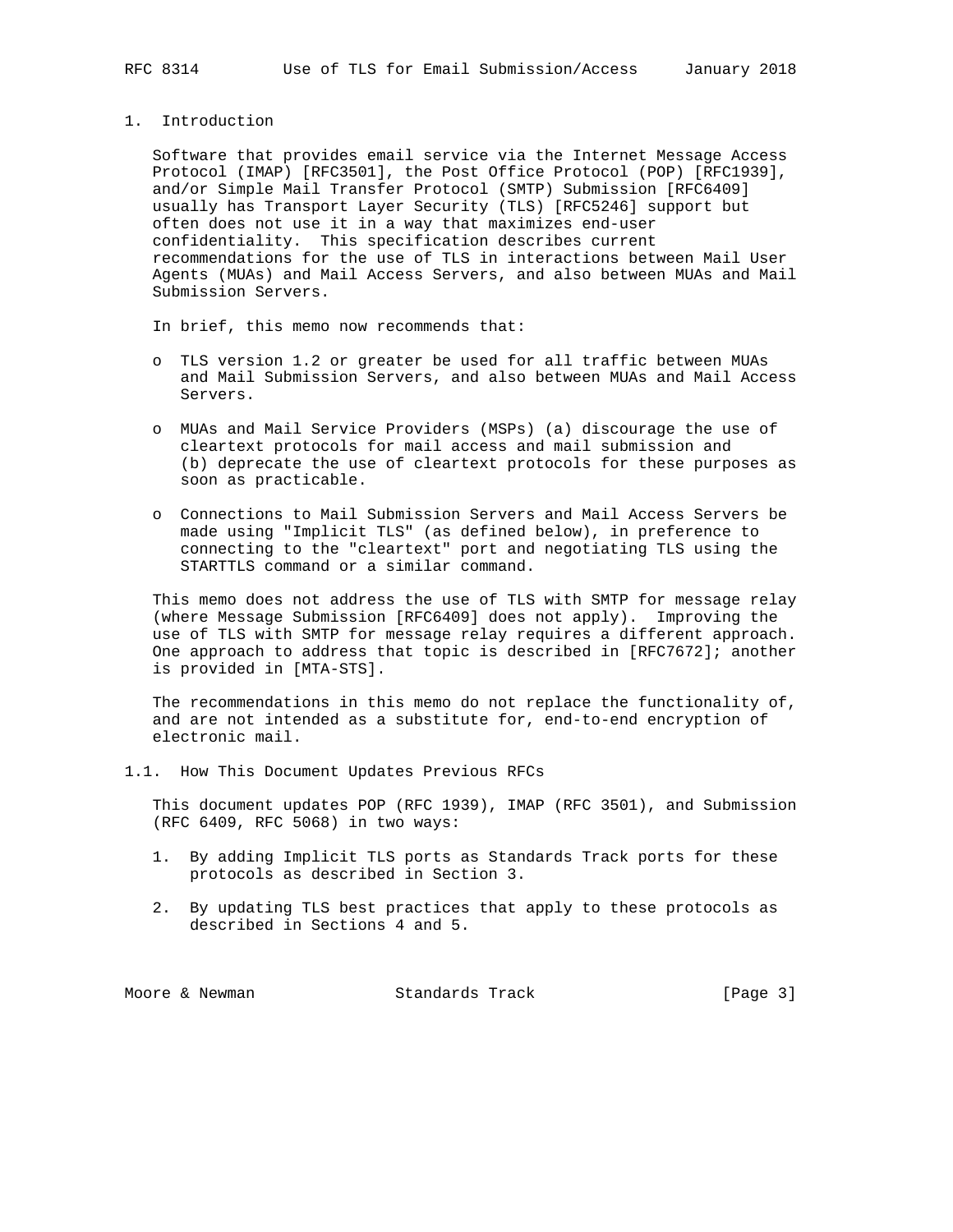## 1. Introduction

Software that provides email service via the Internet Message Access Protocol (IMAP) [RFC3501], the Post Office Protocol (POP) [RFC1939], and/or Simple Mail Transfer Protocol (SMTP) Submission [RFC6409] usually has Transport Layer Security (TLS) [RFC5246] support but often does not use it in a way that maximizes end-user confidentiality. This specification describes current recommendations for the use of TLS in interactions between Mail User Agents (MUAs) and Mail Access Servers, and also between MUAs and Mail Submission Servers.

In brief, this memo now recommends that:

- TLS version 1.2 or greater be used for all traffic between MUAs and Mail Submission Servers, and also between MUAs and Mail Access Servers.
- MUAs and Mail Service Providers (MSPs) (a) discourage the use of cleartext protocols for mail access and mail submission and (b) deprecate the use of cleartext protocols for these purposes as soon as practicable.
- Connections to Mail Submission Servers and Mail Access Servers be made using "Implicit TLS" (as defined below), in preference to connecting to the "cleartext" port and negotiating TLS using the STARTTLS command or a similar command.

This memo does not address the use of TLS with SMTP for message relay (where Message Submission [RFC6409] does not apply). Improving the use of TLS with SMTP for message relay requires a different approach. One approach to address that topic is described in [RFC7672]; another is provided in [MTA-STS].

The recommendations in this memo do not replace the functionality of, and are not intended as a substitute for, end-to-end encryption of electronic mail.

### 1.1. How This Document Updates Previous RFCs

This document updates POP (RFC 1939), IMAP (RFC 3501), and Submission (RFC 6409, RFC 5068) in two ways:

1. By adding Implicit TLS ports as Standards Track ports for these protocols as described in Section 3.
2. By updating TLS best practices that apply to these protocols as described in Sections 4 and 5.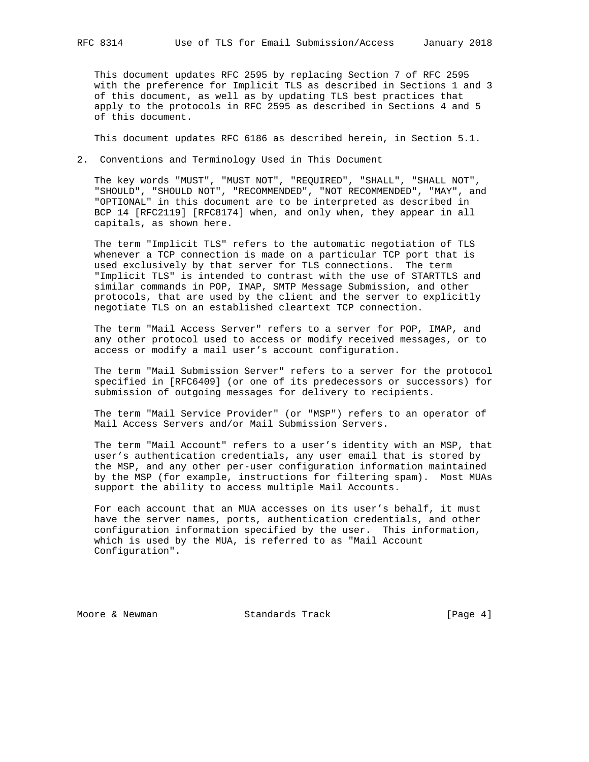This document updates RFC 2595 by replacing Section 7 of RFC 2595 with the preference for Implicit TLS as described in Sections 1 and 3 of this document, as well as by updating TLS best practices that apply to the protocols in RFC 2595 as described in Sections 4 and 5 of this document.

This document updates RFC 6186 as described herein, in Section 5.1.

## 2. Conventions and Terminology Used in This Document

The key words "MUST", "MUST NOT", "REQUIRED", "SHALL", "SHALL NOT", "SHOULD", "SHOULD NOT", "RECOMMENDED", "NOT RECOMMENDED", "MAY", and "OPTIONAL" in this document are to be interpreted as described in BCP 14 [RFC2119] [RFC8174] when, and only when, they appear in all capitals, as shown here.

The term "Implicit TLS" refers to the automatic negotiation of TLS whenever a TCP connection is made on a particular TCP port that is used exclusively by that server for TLS connections. The term "Implicit TLS" is intended to contrast with the use of STARTTLS and similar commands in POP, IMAP, SMTP Message Submission, and other protocols, that are used by the client and the server to explicitly negotiate TLS on an established cleartext TCP connection.

The term "Mail Access Server" refers to a server for POP, IMAP, and any other protocol used to access or modify received messages, or to access or modify a mail user's account configuration.

The term "Mail Submission Server" refers to a server for the protocol specified in [RFC6409] (or one of its predecessors or successors) for submission of outgoing messages for delivery to recipients.

The term "Mail Service Provider" (or "MSP") refers to an operator of Mail Access Servers and/or Mail Submission Servers.

The term "Mail Account" refers to a user's identity with an MSP, that user's authentication credentials, any user email that is stored by the MSP, and any other per-user configuration information maintained by the MSP (for example, instructions for filtering spam). Most MUAs support the ability to access multiple Mail Accounts.

For each account that an MUA accesses on its user's behalf, it must have the server names, ports, authentication credentials, and other configuration information specified by the user. This information, which is used by the MUA, is referred to as "Mail Account Configuration".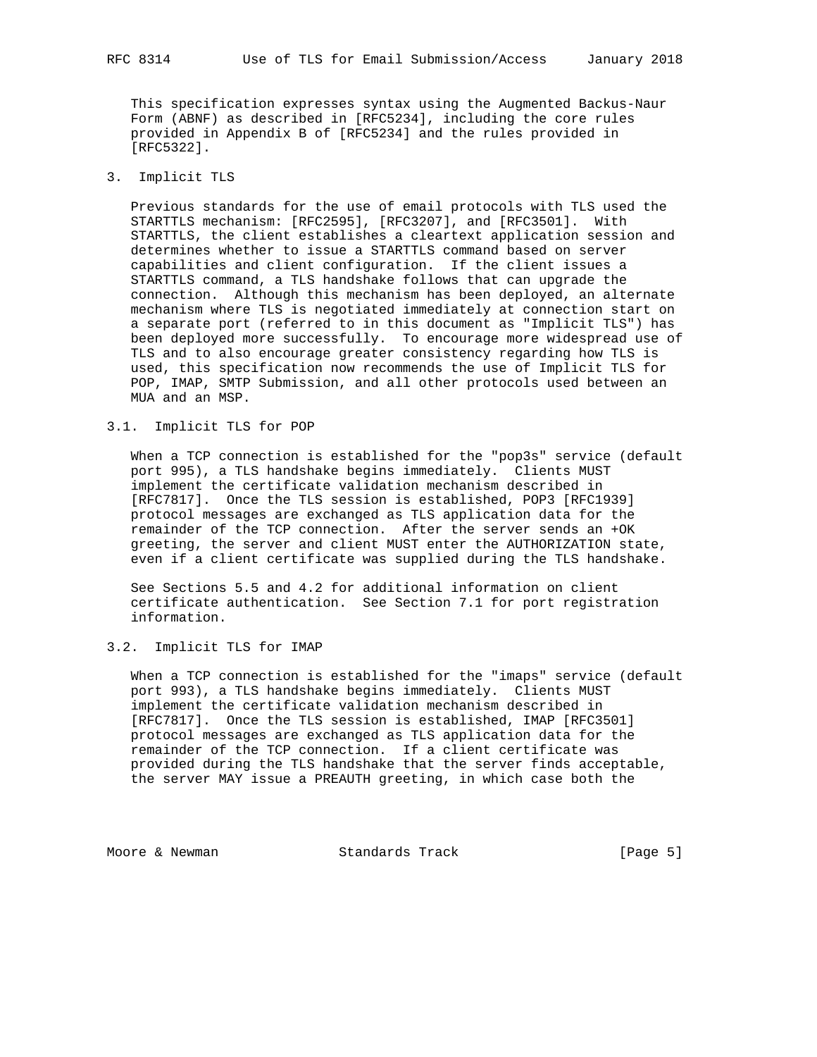This specification expresses syntax using the Augmented Backus-Naur Form (ABNF) as described in [RFC5234], including the core rules provided in Appendix B of [RFC5234] and the rules provided in [RFC5322].

## 3. Implicit TLS

Previous standards for the use of email protocols with TLS used the STARTTLS mechanism: [RFC2595], [RFC3207], and [RFC3501]. With STARTTLS, the client establishes a cleartext application session and determines whether to issue a STARTTLS command based on server capabilities and client configuration. If the client issues a STARTTLS command, a TLS handshake follows that can upgrade the connection. Although this mechanism has been deployed, an alternate mechanism where TLS is negotiated immediately at connection start on a separate port (referred to in this document as "Implicit TLS") has been deployed more successfully. To encourage more widespread use of TLS and to also encourage greater consistency regarding how TLS is used, this specification now recommends the use of Implicit TLS for POP, IMAP, SMTP Submission, and all other protocols used between an MUA and an MSP.

### 3.1. Implicit TLS for POP

When a TCP connection is established for the "pop3s" service (default port 995), a TLS handshake begins immediately. Clients MUST implement the certificate validation mechanism described in [RFC7817]. Once the TLS session is established, POP3 [RFC1939] protocol messages are exchanged as TLS application data for the remainder of the TCP connection. After the server sends an +OK greeting, the server and client MUST enter the AUTHORIZATION state, even if a client certificate was supplied during the TLS handshake.

See Sections 5.5 and 4.2 for additional information on client certificate authentication. See Section 7.1 for port registration information.

### 3.2. Implicit TLS for IMAP

When a TCP connection is established for the "imaps" service (default port 993), a TLS handshake begins immediately. Clients MUST implement the certificate validation mechanism described in [RFC7817]. Once the TLS session is established, IMAP [RFC3501] protocol messages are exchanged as TLS application data for the remainder of the TCP connection. If a client certificate was provided during the TLS handshake that the server finds acceptable, the server MAY issue a PREAUTH greeting, in which case both the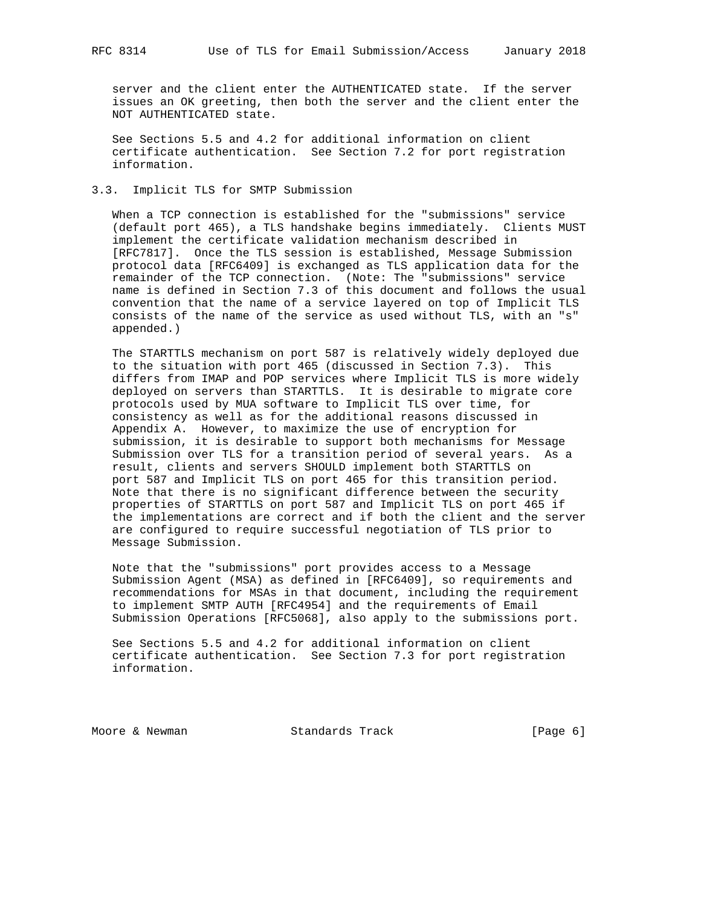server and the client enter the AUTHENTICATED state. If the server issues an OK greeting, then both the server and the client enter the NOT AUTHENTICATED state.

See Sections 5.5 and 4.2 for additional information on client certificate authentication. See Section 7.2 for port registration information.

### 3.3. Implicit TLS for SMTP Submission

When a TCP connection is established for the "submissions" service (default port 465), a TLS handshake begins immediately. Clients MUST implement the certificate validation mechanism described in [RFC7817]. Once the TLS session is established, Message Submission protocol data [RFC6409] is exchanged as TLS application data for the remainder of the TCP connection. (Note: The "submissions" service name is defined in Section 7.3 of this document and follows the usual convention that the name of a service layered on top of Implicit TLS consists of the name of the service as used without TLS, with an "s" appended.)

The STARTTLS mechanism on port 587 is relatively widely deployed due to the situation with port 465 (discussed in Section 7.3). This differs from IMAP and POP services where Implicit TLS is more widely deployed on servers than STARTTLS. It is desirable to migrate core protocols used by MUA software to Implicit TLS over time, for consistency as well as for the additional reasons discussed in Appendix A. However, to maximize the use of encryption for submission, it is desirable to support both mechanisms for Message Submission over TLS for a transition period of several years. As a result, clients and servers SHOULD implement both STARTTLS on port 587 and Implicit TLS on port 465 for this transition period. Note that there is no significant difference between the security properties of STARTTLS on port 587 and Implicit TLS on port 465 if the implementations are correct and if both the client and the server are configured to require successful negotiation of TLS prior to Message Submission.

Note that the "submissions" port provides access to a Message Submission Agent (MSA) as defined in [RFC6409], so requirements and recommendations for MSAs in that document, including the requirement to implement SMTP AUTH [RFC4954] and the requirements of Email Submission Operations [RFC5068], also apply to the submissions port.

See Sections 5.5 and 4.2 for additional information on client certificate authentication. See Section 7.3 for port registration information.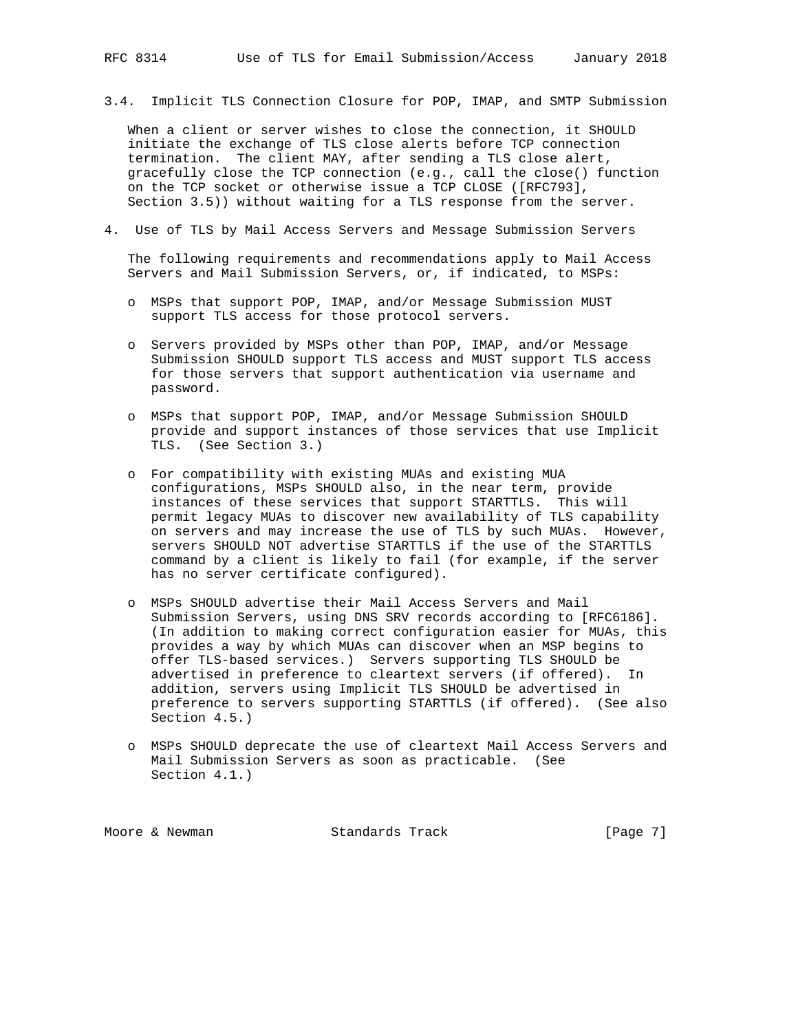### 3.4. Implicit TLS Connection Closure for POP, IMAP, and SMTP Submission

When a client or server wishes to close the connection, it SHOULD initiate the exchange of TLS close alerts before TCP connection termination. The client MAY, after sending a TLS close alert, gracefully close the TCP connection (e.g., call the close() function on the TCP socket or otherwise issue a TCP CLOSE ([RFC793], Section 3.5)) without waiting for a TLS response from the server.

## 4. Use of TLS by Mail Access Servers and Message Submission Servers

The following requirements and recommendations apply to Mail Access Servers and Mail Submission Servers, or, if indicated, to MSPs:

- MSPs that support POP, IMAP, and/or Message Submission MUST support TLS access for those protocol servers.

- Servers provided by MSPs other than POP, IMAP, and/or Message Submission SHOULD support TLS access and MUST support TLS access for those servers that support authentication via username and password.

- MSPs that support POP, IMAP, and/or Message Submission SHOULD provide and support instances of those services that use Implicit TLS. (See Section 3.)

- For compatibility with existing MUAs and existing MUA configurations, MSPs SHOULD also, in the near term, provide instances of these services that support STARTTLS. This will permit legacy MUAs to discover new availability of TLS capability on servers and may increase the use of TLS by such MUAs. However, servers SHOULD NOT advertise STARTTLS if the use of the STARTTLS command by a client is likely to fail (for example, if the server has no server certificate configured).

- MSPs SHOULD advertise their Mail Access Servers and Mail Submission Servers, using DNS SRV records according to [RFC6186]. (In addition to making correct configuration easier for MUAs, this provides a way by which MUAs can discover when an MSP begins to offer TLS-based services.) Servers supporting TLS SHOULD be advertised in preference to cleartext servers (if offered). In addition, servers using Implicit TLS SHOULD be advertised in preference to servers supporting STARTTLS (if offered). (See also Section 4.5.)

- MSPs SHOULD deprecate the use of cleartext Mail Access Servers and Mail Submission Servers as soon as practicable. (See Section 4.1.)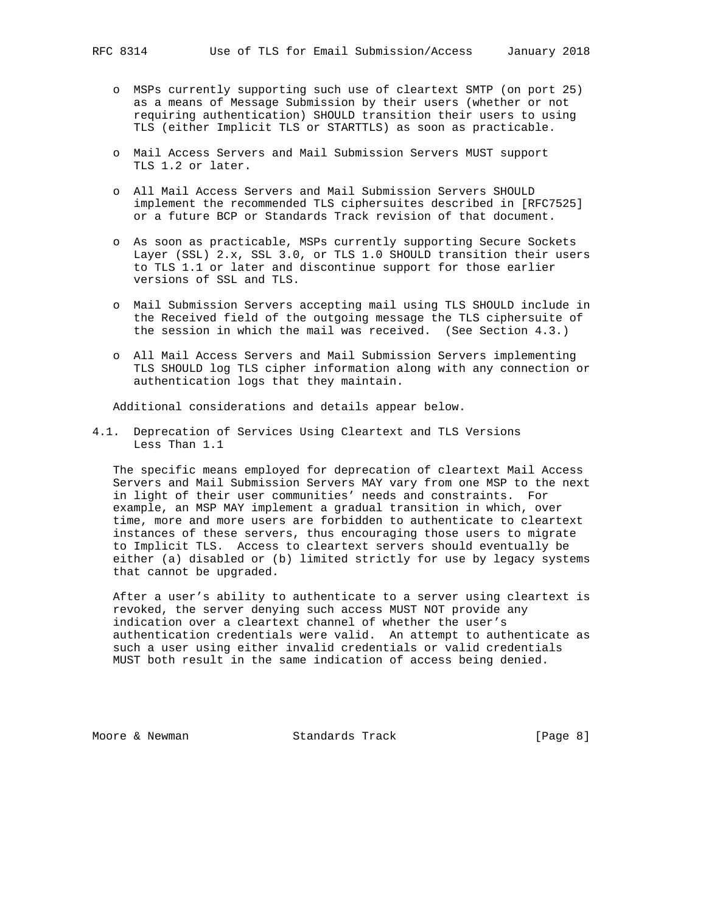- MSPs currently supporting such use of cleartext SMTP (on port 25) as a means of Message Submission by their users (whether or not requiring authentication) SHOULD transition their users to using TLS (either Implicit TLS or STARTTLS) as soon as practicable.

- Mail Access Servers and Mail Submission Servers MUST support TLS 1.2 or later.

- All Mail Access Servers and Mail Submission Servers SHOULD implement the recommended TLS ciphersuites described in [RFC7525] or a future BCP or Standards Track revision of that document.

- As soon as practicable, MSPs currently supporting Secure Sockets Layer (SSL) 2.x, SSL 3.0, or TLS 1.0 SHOULD transition their users to TLS 1.1 or later and discontinue support for those earlier versions of SSL and TLS.

- Mail Submission Servers accepting mail using TLS SHOULD include in the Received field of the outgoing message the TLS ciphersuite of the session in which the mail was received. (See Section 4.3.)

- All Mail Access Servers and Mail Submission Servers implementing TLS SHOULD log TLS cipher information along with any connection or authentication logs that they maintain.

Additional considerations and details appear below.

## 4.1. Deprecation of Services Using Cleartext and TLS Versions Less Than 1.1

The specific means employed for deprecation of cleartext Mail Access Servers and Mail Submission Servers MAY vary from one MSP to the next in light of their user communities' needs and constraints. For example, an MSP MAY implement a gradual transition in which, over time, more and more users are forbidden to authenticate to cleartext instances of these servers, thus encouraging those users to migrate to Implicit TLS. Access to cleartext servers should eventually be either (a) disabled or (b) limited strictly for use by legacy systems that cannot be upgraded.

After a user's ability to authenticate to a server using cleartext is revoked, the server denying such access MUST NOT provide any indication over a cleartext channel of whether the user's authentication credentials were valid. An attempt to authenticate as such a user using either invalid credentials or valid credentials MUST both result in the same indication of access being denied.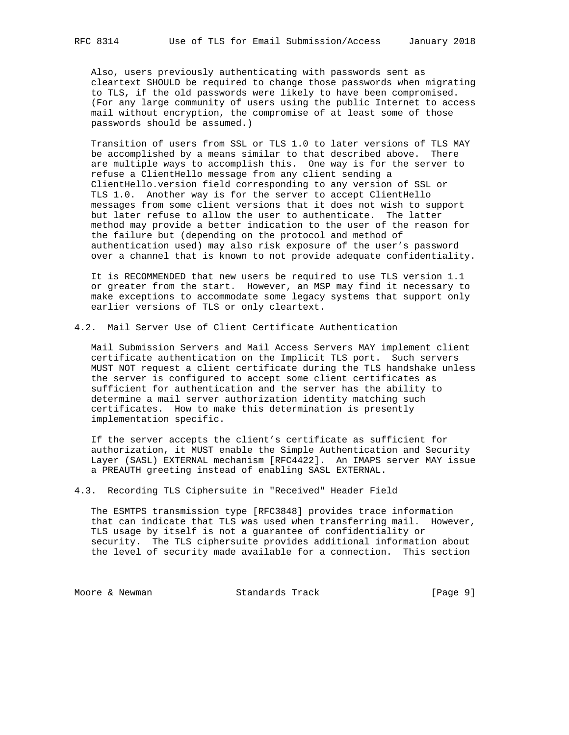Also, users previously authenticating with passwords sent as cleartext SHOULD be required to change those passwords when migrating to TLS, if the old passwords were likely to have been compromised. (For any large community of users using the public Internet to access mail without encryption, the compromise of at least some of those passwords should be assumed.)

Transition of users from SSL or TLS 1.0 to later versions of TLS MAY be accomplished by a means similar to that described above. There are multiple ways to accomplish this. One way is for the server to refuse a ClientHello message from any client sending a ClientHello.version field corresponding to any version of SSL or TLS 1.0. Another way is for the server to accept ClientHello messages from some client versions that it does not wish to support but later refuse to allow the user to authenticate. The latter method may provide a better indication to the user of the reason for the failure but (depending on the protocol and method of authentication used) may also risk exposure of the user's password over a channel that is known to not provide adequate confidentiality.

It is RECOMMENDED that new users be required to use TLS version 1.1 or greater from the start. However, an MSP may find it necessary to make exceptions to accommodate some legacy systems that support only earlier versions of TLS or only cleartext.

## 4.2. Mail Server Use of Client Certificate Authentication

Mail Submission Servers and Mail Access Servers MAY implement client certificate authentication on the Implicit TLS port. Such servers MUST NOT request a client certificate during the TLS handshake unless the server is configured to accept some client certificates as sufficient for authentication and the server has the ability to determine a mail server authorization identity matching such certificates. How to make this determination is presently implementation specific.

If the server accepts the client's certificate as sufficient for authorization, it MUST enable the Simple Authentication and Security Layer (SASL) EXTERNAL mechanism [RFC4422]. An IMAPS server MAY issue a PREAUTH greeting instead of enabling SASL EXTERNAL.

## 4.3. Recording TLS Ciphersuite in "Received" Header Field

The ESMTPS transmission type [RFC3848] provides trace information that can indicate that TLS was used when transferring mail. However, TLS usage by itself is not a guarantee of confidentiality or security. The TLS ciphersuite provides additional information about the level of security made available for a connection. This section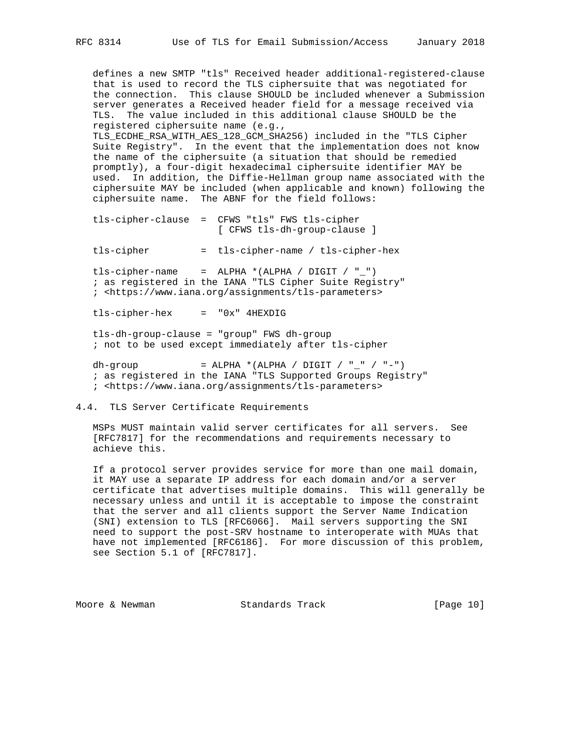defines a new SMTP "tls" Received header additional-registered-clause that is used to record the TLS ciphersuite that was negotiated for the connection. This clause SHOULD be included whenever a Submission server generates a Received header field for a message received via TLS. The value included in this additional clause SHOULD be the registered ciphersuite name (e.g., TLS_ECDHE_RSA_WITH_AES_128_GCM_SHA256) included in the "TLS Cipher Suite Registry". In the event that the implementation does not know the name of the ciphersuite (a situation that should be remedied promptly), a four-digit hexadecimal ciphersuite identifier MAY be used. In addition, the Diffie-Hellman group name associated with the ciphersuite MAY be included (when applicable and known) following the ciphersuite name. The ABNF for the field follows:

```
tls-cipher-clause  =  CFWS "tls" FWS tls-cipher
                      [ CFWS tls-dh-group-clause ]

tls-cipher         =  tls-cipher-name / tls-cipher-hex

tls-cipher-name    =  ALPHA *(ALPHA / DIGIT / "_")
; as registered in the IANA "TLS Cipher Suite Registry"
; <https://www.iana.org/assignments/tls-parameters>

tls-cipher-hex     =  "0x" 4HEXDIG

tls-dh-group-clause = "group" FWS dh-group
; not to be used except immediately after tls-cipher

dh-group           = ALPHA *(ALPHA / DIGIT / "_" / "-")
; as registered in the IANA "TLS Supported Groups Registry"
; <https://www.iana.org/assignments/tls-parameters>
```

### 4.4. TLS Server Certificate Requirements

MSPs MUST maintain valid server certificates for all servers. See [RFC7817] for the recommendations and requirements necessary to achieve this.

If a protocol server provides service for more than one mail domain, it MAY use a separate IP address for each domain and/or a server certificate that advertises multiple domains. This will generally be necessary unless and until it is acceptable to impose the constraint that the server and all clients support the Server Name Indication (SNI) extension to TLS [RFC6066]. Mail servers supporting the SNI need to support the post-SRV hostname to interoperate with MUAs that have not implemented [RFC6186]. For more discussion of this problem, see Section 5.1 of [RFC7817].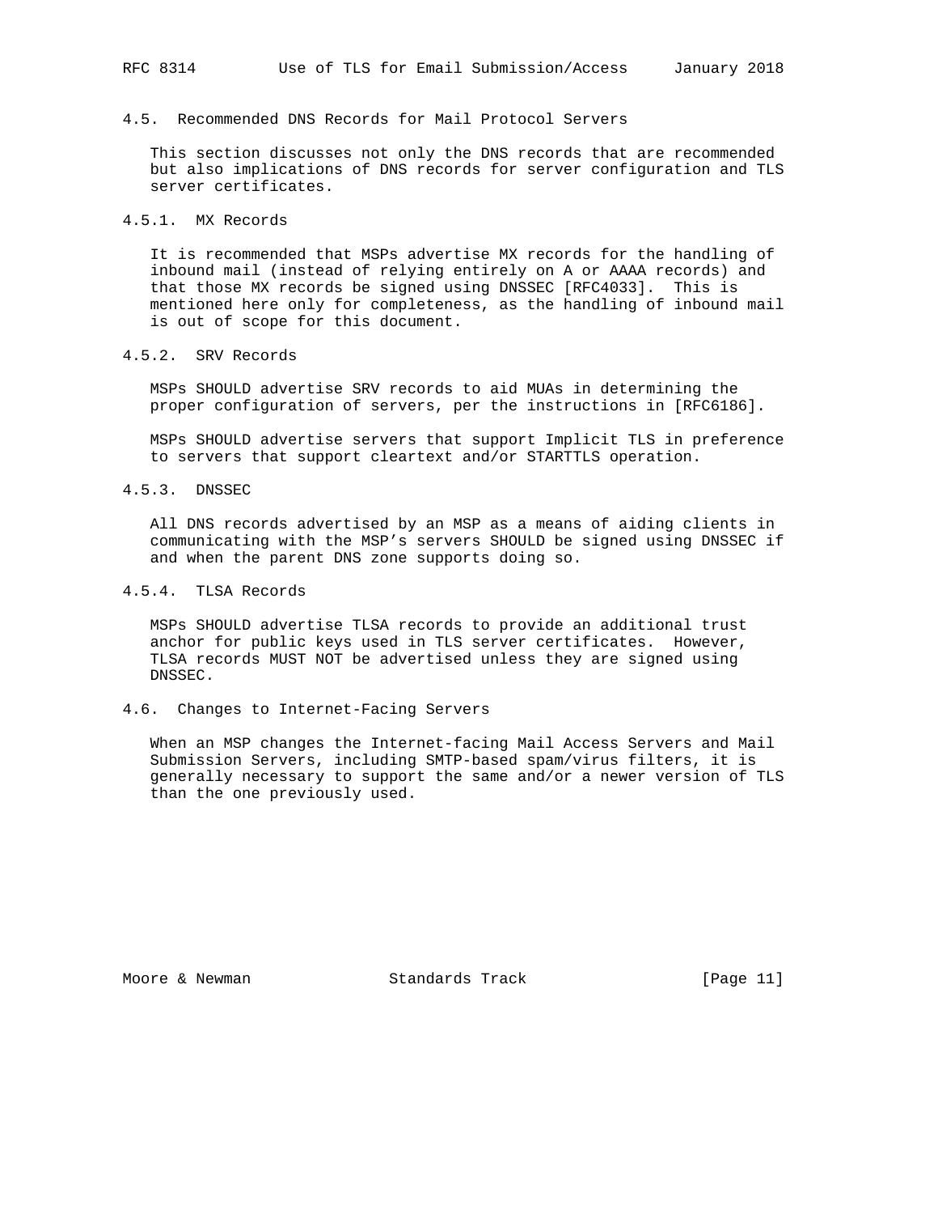## 4.5. Recommended DNS Records for Mail Protocol Servers

This section discusses not only the DNS records that are recommended but also implications of DNS records for server configuration and TLS server certificates.

### 4.5.1. MX Records

It is recommended that MSPs advertise MX records for the handling of inbound mail (instead of relying entirely on A or AAAA records) and that those MX records be signed using DNSSEC [RFC4033]. This is mentioned here only for completeness, as the handling of inbound mail is out of scope for this document.

### 4.5.2. SRV Records

MSPs SHOULD advertise SRV records to aid MUAs in determining the proper configuration of servers, per the instructions in [RFC6186].

MSPs SHOULD advertise servers that support Implicit TLS in preference to servers that support cleartext and/or STARTTLS operation.

### 4.5.3. DNSSEC

All DNS records advertised by an MSP as a means of aiding clients in communicating with the MSP's servers SHOULD be signed using DNSSEC if and when the parent DNS zone supports doing so.

### 4.5.4. TLSA Records

MSPs SHOULD advertise TLSA records to provide an additional trust anchor for public keys used in TLS server certificates. However, TLSA records MUST NOT be advertised unless they are signed using DNSSEC.

## 4.6. Changes to Internet-Facing Servers

When an MSP changes the Internet-facing Mail Access Servers and Mail Submission Servers, including SMTP-based spam/virus filters, it is generally necessary to support the same and/or a newer version of TLS than the one previously used.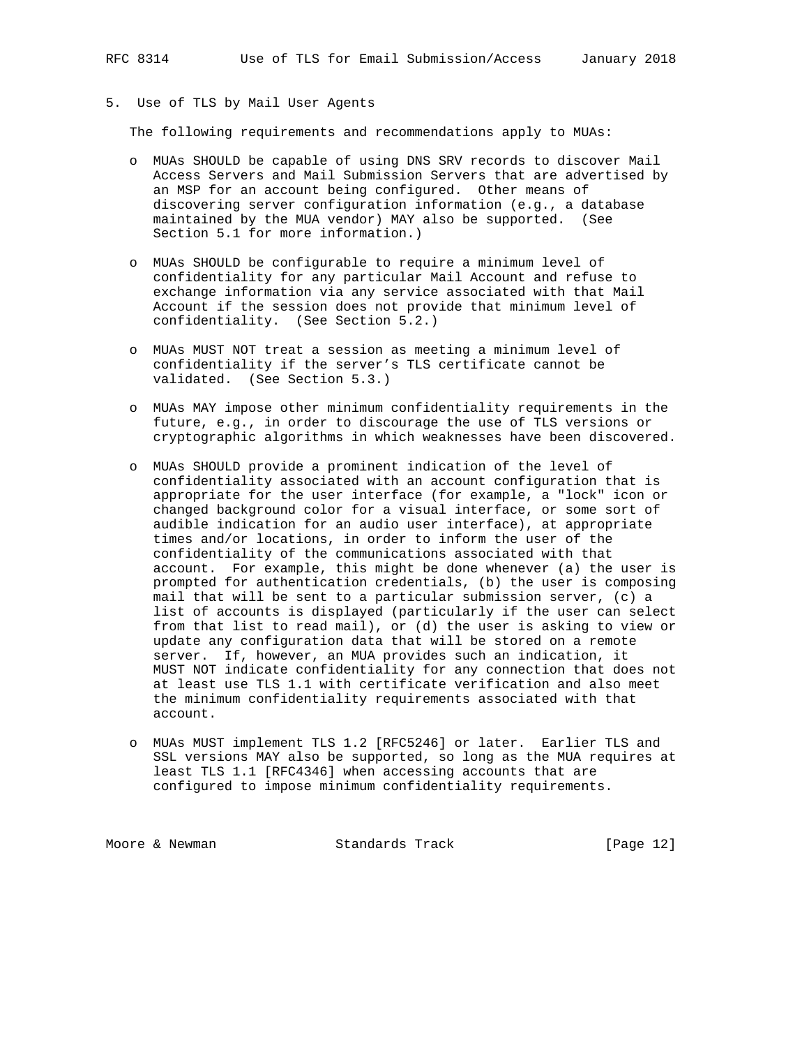## 5. Use of TLS by Mail User Agents

The following requirements and recommendations apply to MUAs:

- MUAs SHOULD be capable of using DNS SRV records to discover Mail Access Servers and Mail Submission Servers that are advertised by an MSP for an account being configured. Other means of discovering server configuration information (e.g., a database maintained by the MUA vendor) MAY also be supported. (See Section 5.1 for more information.)

- MUAs SHOULD be configurable to require a minimum level of confidentiality for any particular Mail Account and refuse to exchange information via any service associated with that Mail Account if the session does not provide that minimum level of confidentiality. (See Section 5.2.)

- MUAs MUST NOT treat a session as meeting a minimum level of confidentiality if the server's TLS certificate cannot be validated. (See Section 5.3.)

- MUAs MAY impose other minimum confidentiality requirements in the future, e.g., in order to discourage the use of TLS versions or cryptographic algorithms in which weaknesses have been discovered.

- MUAs SHOULD provide a prominent indication of the level of confidentiality associated with an account configuration that is appropriate for the user interface (for example, a "lock" icon or changed background color for a visual interface, or some sort of audible indication for an audio user interface), at appropriate times and/or locations, in order to inform the user of the confidentiality of the communications associated with that account. For example, this might be done whenever (a) the user is prompted for authentication credentials, (b) the user is composing mail that will be sent to a particular submission server, (c) a list of accounts is displayed (particularly if the user can select from that list to read mail), or (d) the user is asking to view or update any configuration data that will be stored on a remote server. If, however, an MUA provides such an indication, it MUST NOT indicate confidentiality for any connection that does not at least use TLS 1.1 with certificate verification and also meet the minimum confidentiality requirements associated with that account.

- MUAs MUST implement TLS 1.2 [RFC5246] or later. Earlier TLS and SSL versions MAY also be supported, so long as the MUA requires at least TLS 1.1 [RFC4346] when accessing accounts that are configured to impose minimum confidentiality requirements.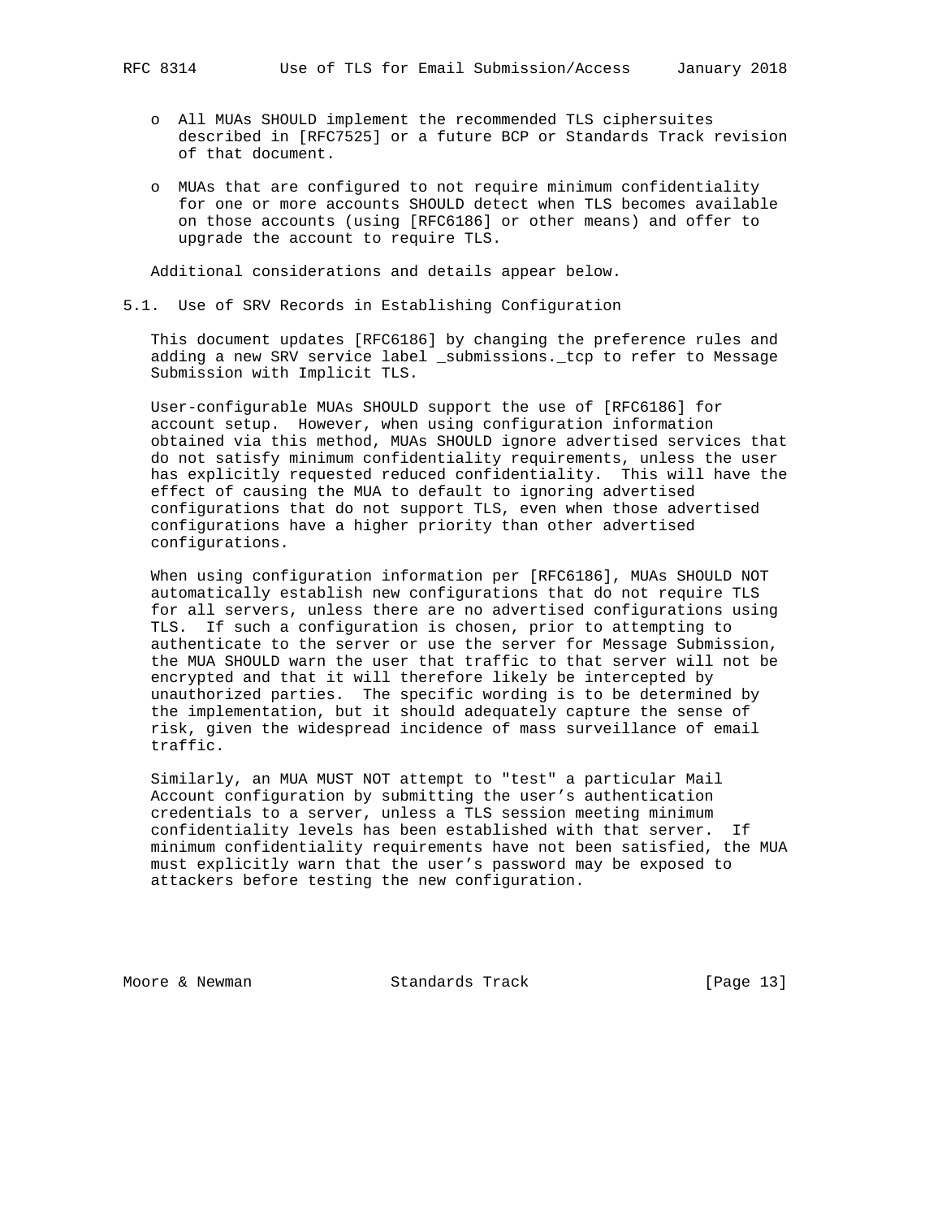- All MUAs SHOULD implement the recommended TLS ciphersuites described in [RFC7525] or a future BCP or Standards Track revision of that document.

- MUAs that are configured to not require minimum confidentiality for one or more accounts SHOULD detect when TLS becomes available on those accounts (using [RFC6186] or other means) and offer to upgrade the account to require TLS.

Additional considerations and details appear below.

## 5.1. Use of SRV Records in Establishing Configuration

This document updates [RFC6186] by changing the preference rules and adding a new SRV service label _submissions._tcp to refer to Message Submission with Implicit TLS.

User-configurable MUAs SHOULD support the use of [RFC6186] for account setup. However, when using configuration information obtained via this method, MUAs SHOULD ignore advertised services that do not satisfy minimum confidentiality requirements, unless the user has explicitly requested reduced confidentiality. This will have the effect of causing the MUA to default to ignoring advertised configurations that do not support TLS, even when those advertised configurations have a higher priority than other advertised configurations.

When using configuration information per [RFC6186], MUAs SHOULD NOT automatically establish new configurations that do not require TLS for all servers, unless there are no advertised configurations using TLS. If such a configuration is chosen, prior to attempting to authenticate to the server or use the server for Message Submission, the MUA SHOULD warn the user that traffic to that server will not be encrypted and that it will therefore likely be intercepted by unauthorized parties. The specific wording is to be determined by the implementation, but it should adequately capture the sense of risk, given the widespread incidence of mass surveillance of email traffic.

Similarly, an MUA MUST NOT attempt to "test" a particular Mail Account configuration by submitting the user's authentication credentials to a server, unless a TLS session meeting minimum confidentiality levels has been established with that server. If minimum confidentiality requirements have not been satisfied, the MUA must explicitly warn that the user's password may be exposed to attackers before testing the new configuration.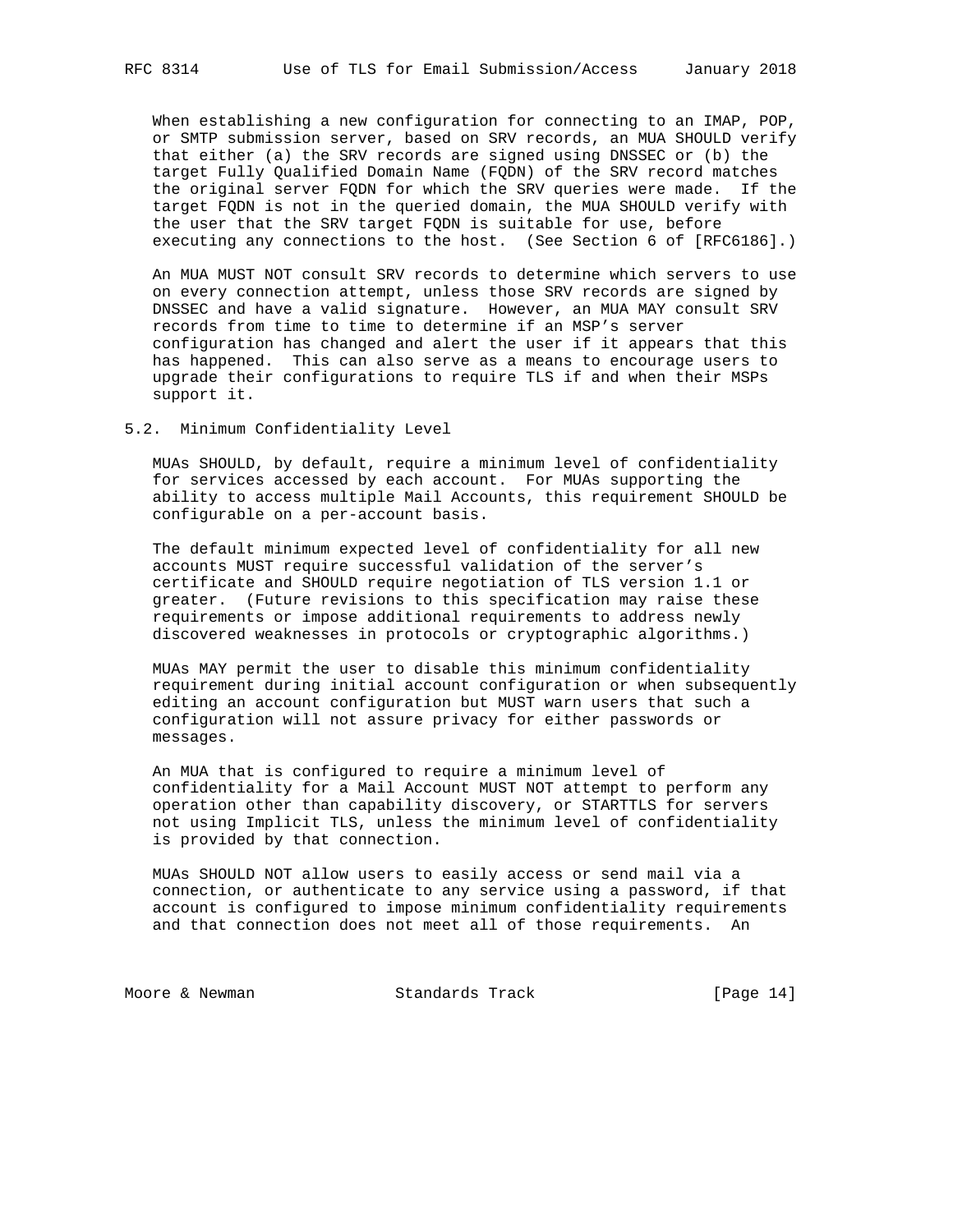When establishing a new configuration for connecting to an IMAP, POP, or SMTP submission server, based on SRV records, an MUA SHOULD verify that either (a) the SRV records are signed using DNSSEC or (b) the target Fully Qualified Domain Name (FQDN) of the SRV record matches the original server FQDN for which the SRV queries were made. If the target FQDN is not in the queried domain, the MUA SHOULD verify with the user that the SRV target FQDN is suitable for use, before executing any connections to the host. (See Section 6 of [RFC6186].)

An MUA MUST NOT consult SRV records to determine which servers to use on every connection attempt, unless those SRV records are signed by DNSSEC and have a valid signature. However, an MUA MAY consult SRV records from time to time to determine if an MSP's server configuration has changed and alert the user if it appears that this has happened. This can also serve as a means to encourage users to upgrade their configurations to require TLS if and when their MSPs support it.

## 5.2. Minimum Confidentiality Level

MUAs SHOULD, by default, require a minimum level of confidentiality for services accessed by each account. For MUAs supporting the ability to access multiple Mail Accounts, this requirement SHOULD be configurable on a per-account basis.

The default minimum expected level of confidentiality for all new accounts MUST require successful validation of the server's certificate and SHOULD require negotiation of TLS version 1.1 or greater. (Future revisions to this specification may raise these requirements or impose additional requirements to address newly discovered weaknesses in protocols or cryptographic algorithms.)

MUAs MAY permit the user to disable this minimum confidentiality requirement during initial account configuration or when subsequently editing an account configuration but MUST warn users that such a configuration will not assure privacy for either passwords or messages.

An MUA that is configured to require a minimum level of confidentiality for a Mail Account MUST NOT attempt to perform any operation other than capability discovery, or STARTTLS for servers not using Implicit TLS, unless the minimum level of confidentiality is provided by that connection.

MUAs SHOULD NOT allow users to easily access or send mail via a connection, or authenticate to any service using a password, if that account is configured to impose minimum confidentiality requirements and that connection does not meet all of those requirements. An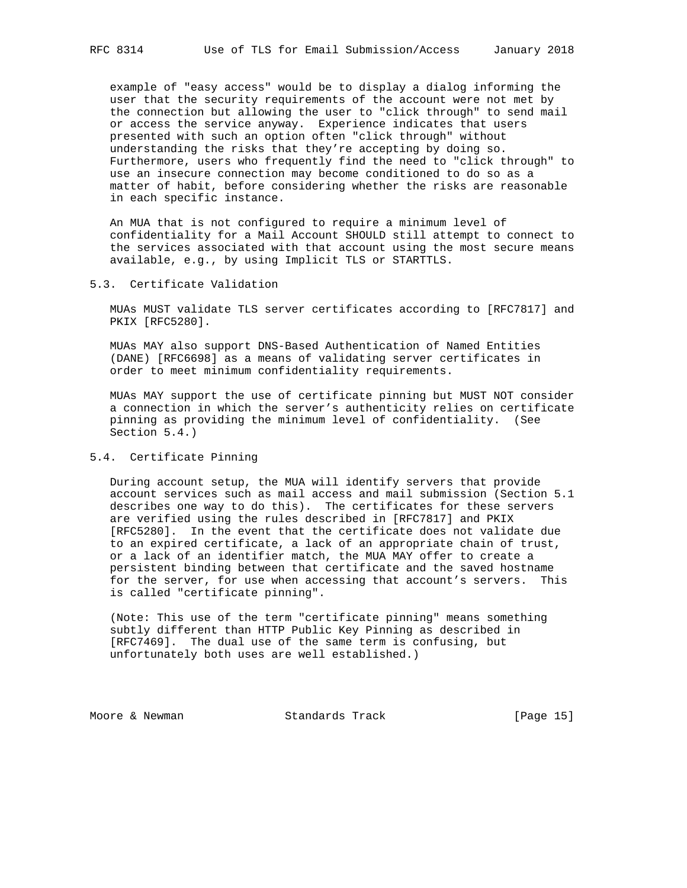example of "easy access" would be to display a dialog informing the user that the security requirements of the account were not met by the connection but allowing the user to "click through" to send mail or access the service anyway. Experience indicates that users presented with such an option often "click through" without understanding the risks that they're accepting by doing so. Furthermore, users who frequently find the need to "click through" to use an insecure connection may become conditioned to do so as a matter of habit, before considering whether the risks are reasonable in each specific instance.

An MUA that is not configured to require a minimum level of confidentiality for a Mail Account SHOULD still attempt to connect to the services associated with that account using the most secure means available, e.g., by using Implicit TLS or STARTTLS.

### 5.3. Certificate Validation

MUAs MUST validate TLS server certificates according to [RFC7817] and PKIX [RFC5280].

MUAs MAY also support DNS-Based Authentication of Named Entities (DANE) [RFC6698] as a means of validating server certificates in order to meet minimum confidentiality requirements.

MUAs MAY support the use of certificate pinning but MUST NOT consider a connection in which the server's authenticity relies on certificate pinning as providing the minimum level of confidentiality. (See Section 5.4.)

### 5.4. Certificate Pinning

During account setup, the MUA will identify servers that provide account services such as mail access and mail submission (Section 5.1 describes one way to do this). The certificates for these servers are verified using the rules described in [RFC7817] and PKIX [RFC5280]. In the event that the certificate does not validate due to an expired certificate, a lack of an appropriate chain of trust, or a lack of an identifier match, the MUA MAY offer to create a persistent binding between that certificate and the saved hostname for the server, for use when accessing that account's servers. This is called "certificate pinning".

(Note: This use of the term "certificate pinning" means something subtly different than HTTP Public Key Pinning as described in [RFC7469]. The dual use of the same term is confusing, but unfortunately both uses are well established.)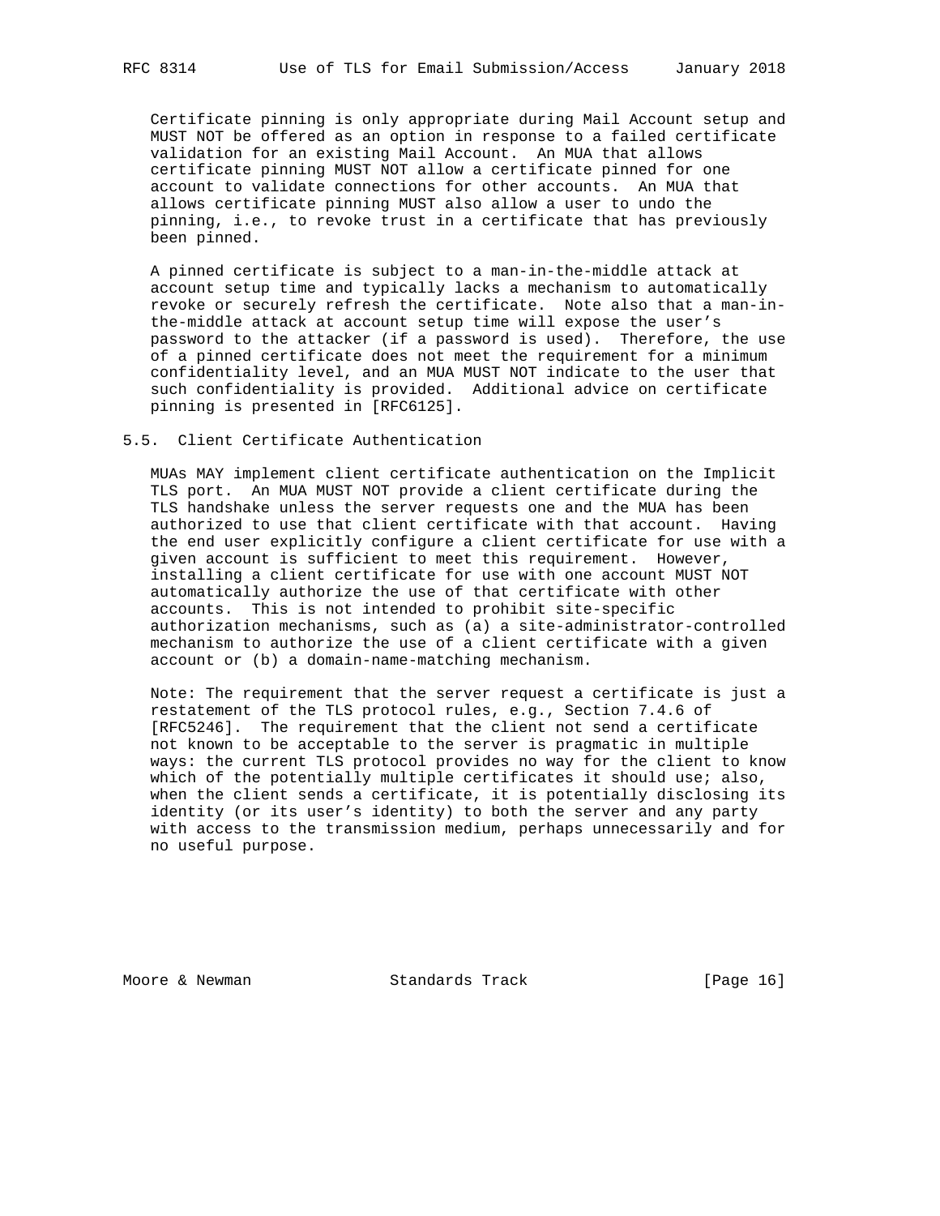Certificate pinning is only appropriate during Mail Account setup and MUST NOT be offered as an option in response to a failed certificate validation for an existing Mail Account. An MUA that allows certificate pinning MUST NOT allow a certificate pinned for one account to validate connections for other accounts. An MUA that allows certificate pinning MUST also allow a user to undo the pinning, i.e., to revoke trust in a certificate that has previously been pinned.

A pinned certificate is subject to a man-in-the-middle attack at account setup time and typically lacks a mechanism to automatically revoke or securely refresh the certificate. Note also that a man-in-the-middle attack at account setup time will expose the user's password to the attacker (if a password is used). Therefore, the use of a pinned certificate does not meet the requirement for a minimum confidentiality level, and an MUA MUST NOT indicate to the user that such confidentiality is provided. Additional advice on certificate pinning is presented in [RFC6125].

## 5.5. Client Certificate Authentication

MUAs MAY implement client certificate authentication on the Implicit TLS port. An MUA MUST NOT provide a client certificate during the TLS handshake unless the server requests one and the MUA has been authorized to use that client certificate with that account. Having the end user explicitly configure a client certificate for use with a given account is sufficient to meet this requirement. However, installing a client certificate for use with one account MUST NOT automatically authorize the use of that certificate with other accounts. This is not intended to prohibit site-specific authorization mechanisms, such as (a) a site-administrator-controlled mechanism to authorize the use of a client certificate with a given account or (b) a domain-name-matching mechanism.

Note: The requirement that the server request a certificate is just a restatement of the TLS protocol rules, e.g., Section 7.4.6 of [RFC5246]. The requirement that the client not send a certificate not known to be acceptable to the server is pragmatic in multiple ways: the current TLS protocol provides no way for the client to know which of the potentially multiple certificates it should use; also, when the client sends a certificate, it is potentially disclosing its identity (or its user's identity) to both the server and any party with access to the transmission medium, perhaps unnecessarily and for no useful purpose.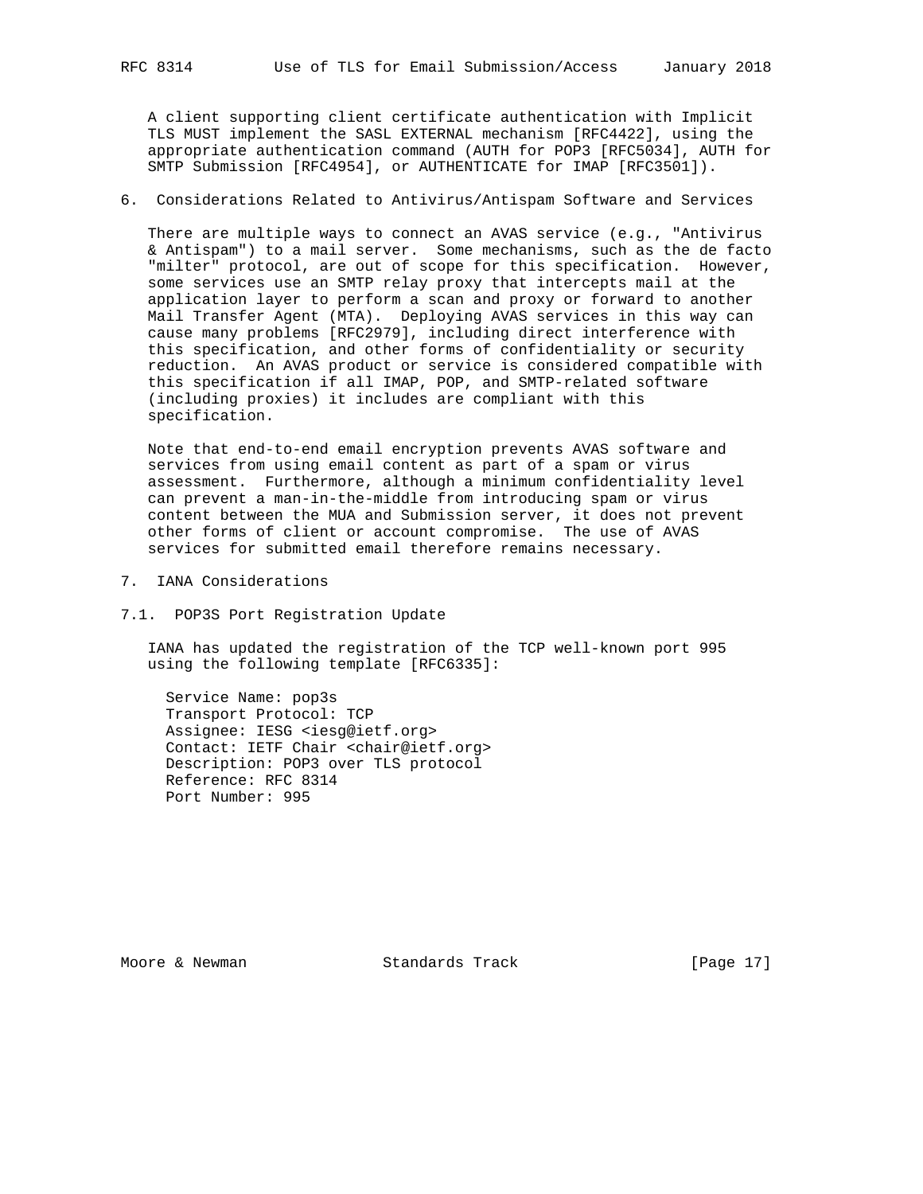A client supporting client certificate authentication with Implicit TLS MUST implement the SASL EXTERNAL mechanism [RFC4422], using the appropriate authentication command (AUTH for POP3 [RFC5034], AUTH for SMTP Submission [RFC4954], or AUTHENTICATE for IMAP [RFC3501]).

## 6. Considerations Related to Antivirus/Antispam Software and Services

There are multiple ways to connect an AVAS service (e.g., "Antivirus & Antispam") to a mail server. Some mechanisms, such as the de facto "milter" protocol, are out of scope for this specification. However, some services use an SMTP relay proxy that intercepts mail at the application layer to perform a scan and proxy or forward to another Mail Transfer Agent (MTA). Deploying AVAS services in this way can cause many problems [RFC2979], including direct interference with this specification, and other forms of confidentiality or security reduction. An AVAS product or service is considered compatible with this specification if all IMAP, POP, and SMTP-related software (including proxies) it includes are compliant with this specification.

Note that end-to-end email encryption prevents AVAS software and services from using email content as part of a spam or virus assessment. Furthermore, although a minimum confidentiality level can prevent a man-in-the-middle from introducing spam or virus content between the MUA and Submission server, it does not prevent other forms of client or account compromise. The use of AVAS services for submitted email therefore remains necessary.

## 7. IANA Considerations

### 7.1. POP3S Port Registration Update

IANA has updated the registration of the TCP well-known port 995 using the following template [RFC6335]:

```
Service Name: pop3s
Transport Protocol: TCP
Assignee: IESG <iesg@ietf.org>
Contact: IETF Chair <chair@ietf.org>
Description: POP3 over TLS protocol
Reference: RFC 8314
Port Number: 995
```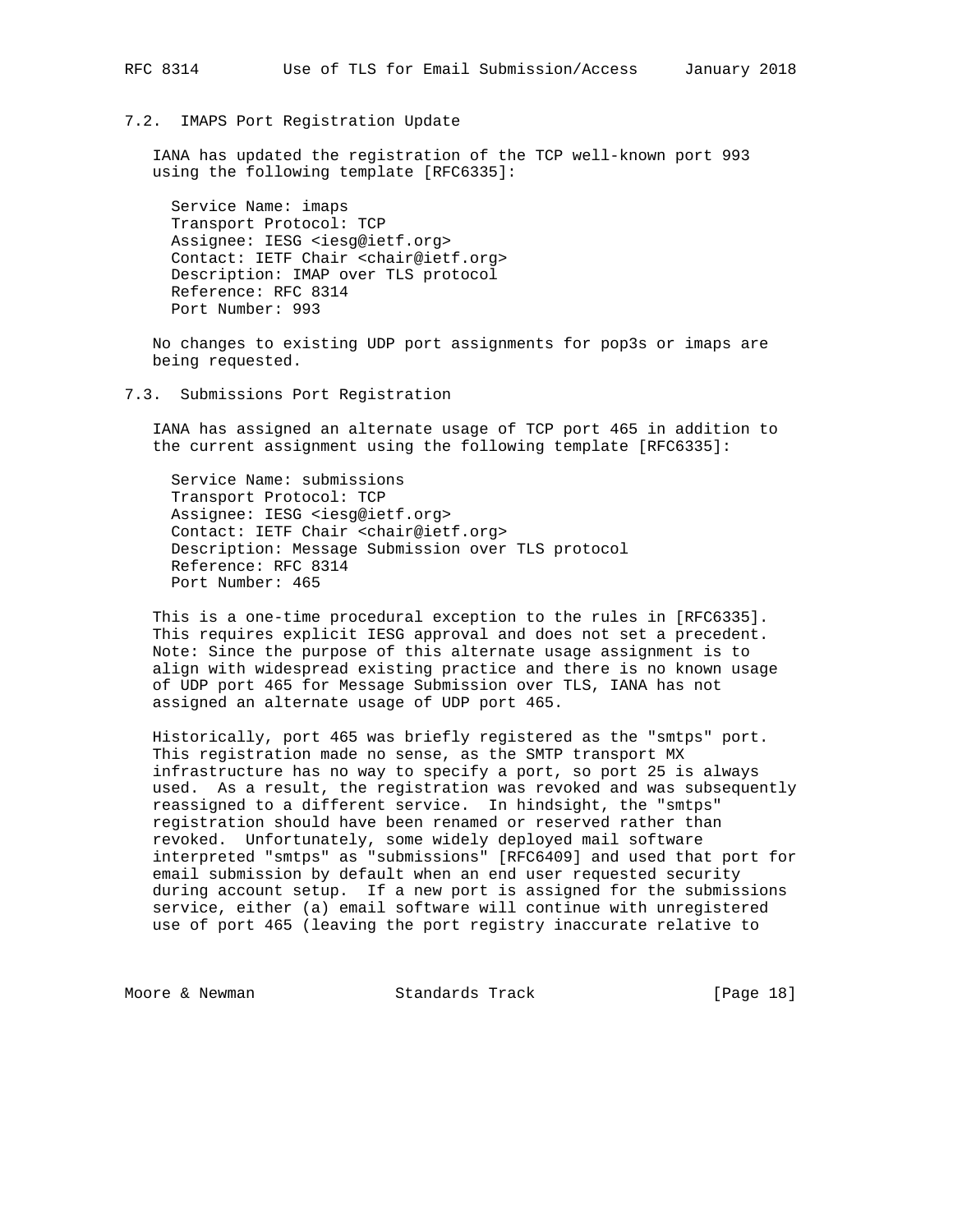### 7.2. IMAPS Port Registration Update

IANA has updated the registration of the TCP well-known port 993 using the following template [RFC6335]:

```
Service Name: imaps
Transport Protocol: TCP
Assignee: IESG <iesg@ietf.org>
Contact: IETF Chair <chair@ietf.org>
Description: IMAP over TLS protocol
Reference: RFC 8314
Port Number: 993
```

No changes to existing UDP port assignments for pop3s or imaps are being requested.

### 7.3. Submissions Port Registration

IANA has assigned an alternate usage of TCP port 465 in addition to the current assignment using the following template [RFC6335]:

```
Service Name: submissions
Transport Protocol: TCP
Assignee: IESG <iesg@ietf.org>
Contact: IETF Chair <chair@ietf.org>
Description: Message Submission over TLS protocol
Reference: RFC 8314
Port Number: 465
```

This is a one-time procedural exception to the rules in [RFC6335]. This requires explicit IESG approval and does not set a precedent. Note: Since the purpose of this alternate usage assignment is to align with widespread existing practice and there is no known usage of UDP port 465 for Message Submission over TLS, IANA has not assigned an alternate usage of UDP port 465.

Historically, port 465 was briefly registered as the "smtps" port. This registration made no sense, as the SMTP transport MX infrastructure has no way to specify a port, so port 25 is always used. As a result, the registration was revoked and was subsequently reassigned to a different service. In hindsight, the "smtps" registration should have been renamed or reserved rather than revoked. Unfortunately, some widely deployed mail software interpreted "smtps" as "submissions" [RFC6409] and used that port for email submission by default when an end user requested security during account setup. If a new port is assigned for the submissions service, either (a) email software will continue with unregistered use of port 465 (leaving the port registry inaccurate relative to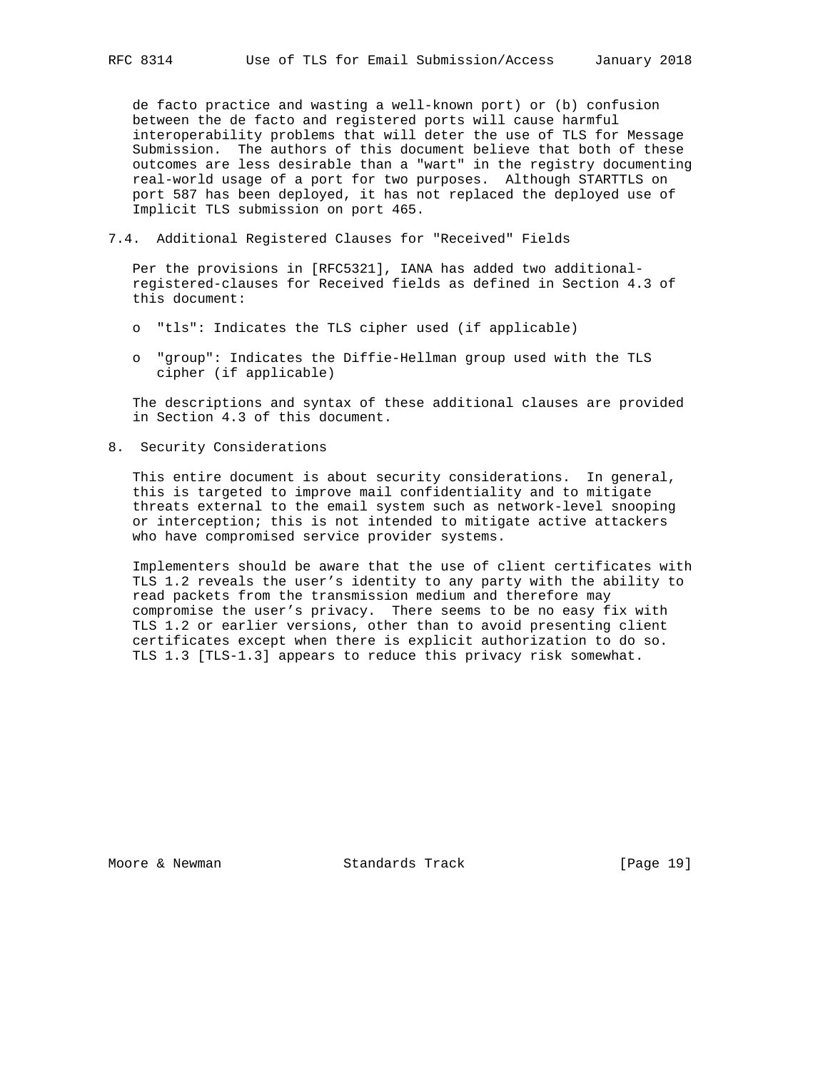de facto practice and wasting a well-known port) or (b) confusion between the de facto and registered ports will cause harmful interoperability problems that will deter the use of TLS for Message Submission. The authors of this document believe that both of these outcomes are less desirable than a "wart" in the registry documenting real-world usage of a port for two purposes. Although STARTTLS on port 587 has been deployed, it has not replaced the deployed use of Implicit TLS submission on port 465.

### 7.4. Additional Registered Clauses for "Received" Fields

Per the provisions in [RFC5321], IANA has added two additional-registered-clauses for Received fields as defined in Section 4.3 of this document:

- "tls": Indicates the TLS cipher used (if applicable)
- "group": Indicates the Diffie-Hellman group used with the TLS cipher (if applicable)

The descriptions and syntax of these additional clauses are provided in Section 4.3 of this document.

## 8. Security Considerations

This entire document is about security considerations. In general, this is targeted to improve mail confidentiality and to mitigate threats external to the email system such as network-level snooping or interception; this is not intended to mitigate active attackers who have compromised service provider systems.

Implementers should be aware that the use of client certificates with TLS 1.2 reveals the user's identity to any party with the ability to read packets from the transmission medium and therefore may compromise the user's privacy. There seems to be no easy fix with TLS 1.2 or earlier versions, other than to avoid presenting client certificates except when there is explicit authorization to do so. TLS 1.3 [TLS-1.3] appears to reduce this privacy risk somewhat.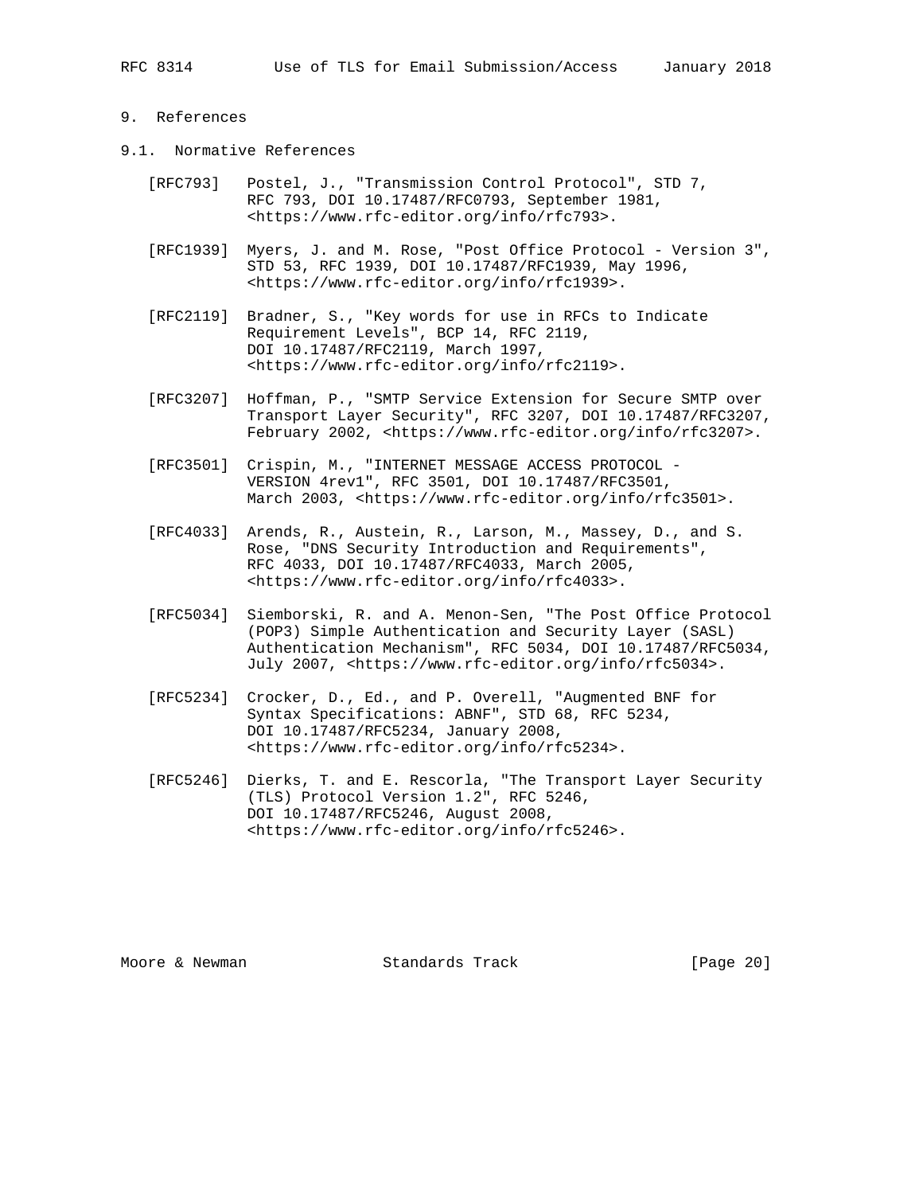## 9. References

### 9.1. Normative References

[RFC793] Postel, J., "Transmission Control Protocol", STD 7, RFC 793, DOI 10.17487/RFC0793, September 1981, <https://www.rfc-editor.org/info/rfc793>.

[RFC1939] Myers, J. and M. Rose, "Post Office Protocol - Version 3", STD 53, RFC 1939, DOI 10.17487/RFC1939, May 1996, <https://www.rfc-editor.org/info/rfc1939>.

[RFC2119] Bradner, S., "Key words for use in RFCs to Indicate Requirement Levels", BCP 14, RFC 2119, DOI 10.17487/RFC2119, March 1997, <https://www.rfc-editor.org/info/rfc2119>.

[RFC3207] Hoffman, P., "SMTP Service Extension for Secure SMTP over Transport Layer Security", RFC 3207, DOI 10.17487/RFC3207, February 2002, <https://www.rfc-editor.org/info/rfc3207>.

[RFC3501] Crispin, M., "INTERNET MESSAGE ACCESS PROTOCOL - VERSION 4rev1", RFC 3501, DOI 10.17487/RFC3501, March 2003, <https://www.rfc-editor.org/info/rfc3501>.

[RFC4033] Arends, R., Austein, R., Larson, M., Massey, D., and S. Rose, "DNS Security Introduction and Requirements", RFC 4033, DOI 10.17487/RFC4033, March 2005, <https://www.rfc-editor.org/info/rfc4033>.

[RFC5034] Siemborski, R. and A. Menon-Sen, "The Post Office Protocol (POP3) Simple Authentication and Security Layer (SASL) Authentication Mechanism", RFC 5034, DOI 10.17487/RFC5034, July 2007, <https://www.rfc-editor.org/info/rfc5034>.

[RFC5234] Crocker, D., Ed., and P. Overell, "Augmented BNF for Syntax Specifications: ABNF", STD 68, RFC 5234, DOI 10.17487/RFC5234, January 2008, <https://www.rfc-editor.org/info/rfc5234>.

[RFC5246] Dierks, T. and E. Rescorla, "The Transport Layer Security (TLS) Protocol Version 1.2", RFC 5246, DOI 10.17487/RFC5246, August 2008, <https://www.rfc-editor.org/info/rfc5246>.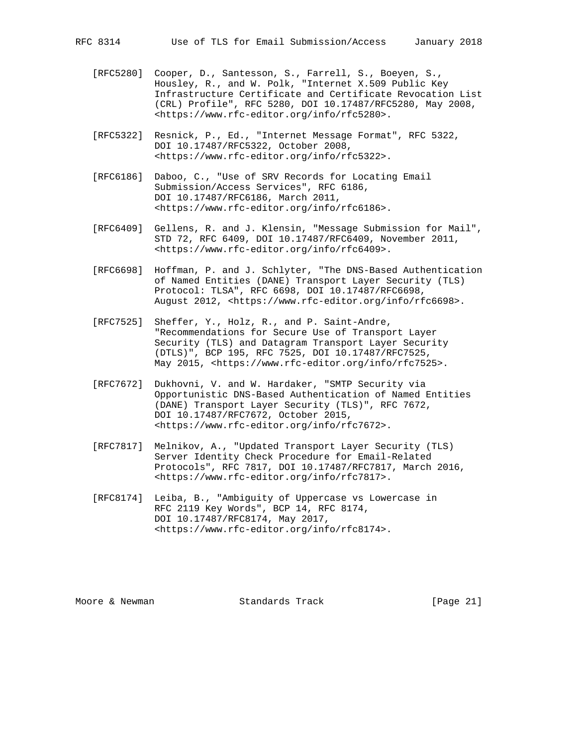[RFC5280] Cooper, D., Santesson, S., Farrell, S., Boeyen, S., Housley, R., and W. Polk, "Internet X.509 Public Key Infrastructure Certificate and Certificate Revocation List (CRL) Profile", RFC 5280, DOI 10.17487/RFC5280, May 2008, <https://www.rfc-editor.org/info/rfc5280>.

[RFC5322] Resnick, P., Ed., "Internet Message Format", RFC 5322, DOI 10.17487/RFC5322, October 2008, <https://www.rfc-editor.org/info/rfc5322>.

[RFC6186] Daboo, C., "Use of SRV Records for Locating Email Submission/Access Services", RFC 6186, DOI 10.17487/RFC6186, March 2011, <https://www.rfc-editor.org/info/rfc6186>.

[RFC6409] Gellens, R. and J. Klensin, "Message Submission for Mail", STD 72, RFC 6409, DOI 10.17487/RFC6409, November 2011, <https://www.rfc-editor.org/info/rfc6409>.

[RFC6698] Hoffman, P. and J. Schlyter, "The DNS-Based Authentication of Named Entities (DANE) Transport Layer Security (TLS) Protocol: TLSA", RFC 6698, DOI 10.17487/RFC6698, August 2012, <https://www.rfc-editor.org/info/rfc6698>.

[RFC7525] Sheffer, Y., Holz, R., and P. Saint-Andre, "Recommendations for Secure Use of Transport Layer Security (TLS) and Datagram Transport Layer Security (DTLS)", BCP 195, RFC 7525, DOI 10.17487/RFC7525, May 2015, <https://www.rfc-editor.org/info/rfc7525>.

[RFC7672] Dukhovni, V. and W. Hardaker, "SMTP Security via Opportunistic DNS-Based Authentication of Named Entities (DANE) Transport Layer Security (TLS)", RFC 7672, DOI 10.17487/RFC7672, October 2015, <https://www.rfc-editor.org/info/rfc7672>.

[RFC7817] Melnikov, A., "Updated Transport Layer Security (TLS) Server Identity Check Procedure for Email-Related Protocols", RFC 7817, DOI 10.17487/RFC7817, March 2016, <https://www.rfc-editor.org/info/rfc7817>.

[RFC8174] Leiba, B., "Ambiguity of Uppercase vs Lowercase in RFC 2119 Key Words", BCP 14, RFC 8174, DOI 10.17487/RFC8174, May 2017, <https://www.rfc-editor.org/info/rfc8174>.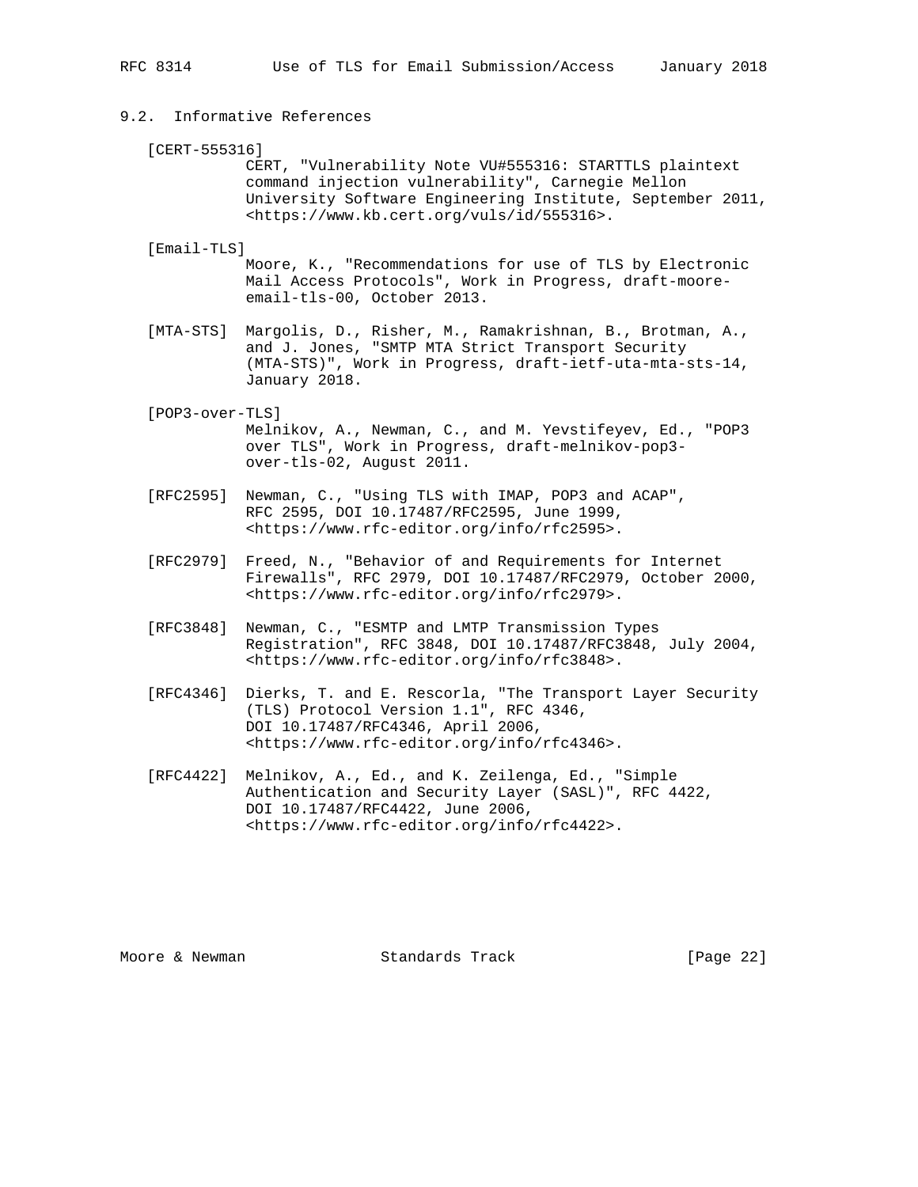### 9.2. Informative References

[CERT-555316]
CERT, "Vulnerability Note VU#555316: STARTTLS plaintext command injection vulnerability", Carnegie Mellon University Software Engineering Institute, September 2011, <https://www.kb.cert.org/vuls/id/555316>.

[Email-TLS]
Moore, K., "Recommendations for use of TLS by Electronic Mail Access Protocols", Work in Progress, draft-moore-email-tls-00, October 2013.

[MTA-STS] Margolis, D., Risher, M., Ramakrishnan, B., Brotman, A., and J. Jones, "SMTP MTA Strict Transport Security (MTA-STS)", Work in Progress, draft-ietf-uta-mta-sts-14, January 2018.

[POP3-over-TLS]
Melnikov, A., Newman, C., and M. Yevstifeyev, Ed., "POP3 over TLS", Work in Progress, draft-melnikov-pop3-over-tls-02, August 2011.

[RFC2595] Newman, C., "Using TLS with IMAP, POP3 and ACAP", RFC 2595, DOI 10.17487/RFC2595, June 1999, <https://www.rfc-editor.org/info/rfc2595>.

[RFC2979] Freed, N., "Behavior of and Requirements for Internet Firewalls", RFC 2979, DOI 10.17487/RFC2979, October 2000, <https://www.rfc-editor.org/info/rfc2979>.

[RFC3848] Newman, C., "ESMTP and LMTP Transmission Types Registration", RFC 3848, DOI 10.17487/RFC3848, July 2004, <https://www.rfc-editor.org/info/rfc3848>.

[RFC4346] Dierks, T. and E. Rescorla, "The Transport Layer Security (TLS) Protocol Version 1.1", RFC 4346, DOI 10.17487/RFC4346, April 2006, <https://www.rfc-editor.org/info/rfc4346>.

[RFC4422] Melnikov, A., Ed., and K. Zeilenga, Ed., "Simple Authentication and Security Layer (SASL)", RFC 4422, DOI 10.17487/RFC4422, June 2006, <https://www.rfc-editor.org/info/rfc4422>.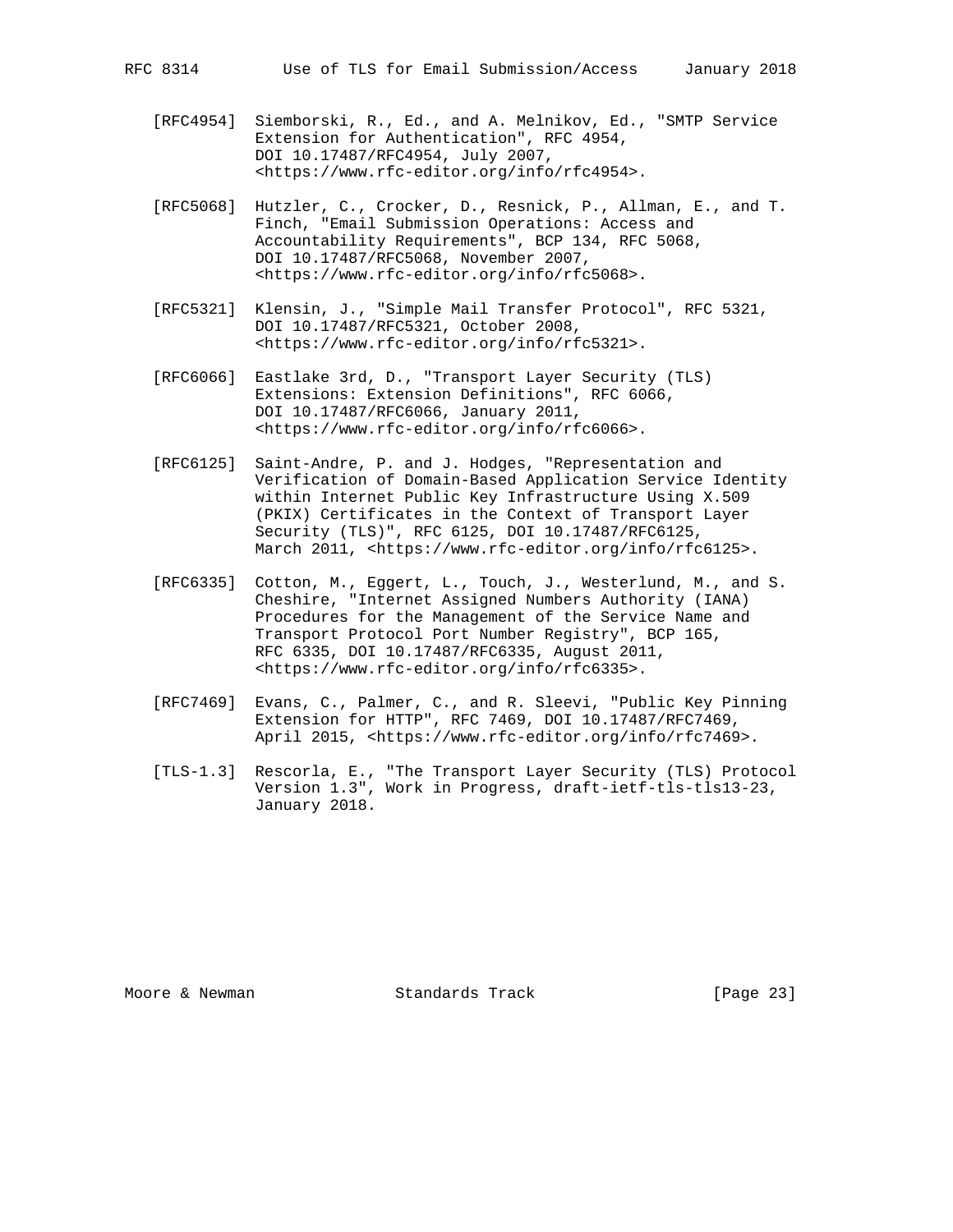[RFC4954] Siemborski, R., Ed., and A. Melnikov, Ed., "SMTP Service Extension for Authentication", RFC 4954, DOI 10.17487/RFC4954, July 2007, <https://www.rfc-editor.org/info/rfc4954>.

[RFC5068] Hutzler, C., Crocker, D., Resnick, P., Allman, E., and T. Finch, "Email Submission Operations: Access and Accountability Requirements", BCP 134, RFC 5068, DOI 10.17487/RFC5068, November 2007, <https://www.rfc-editor.org/info/rfc5068>.

[RFC5321] Klensin, J., "Simple Mail Transfer Protocol", RFC 5321, DOI 10.17487/RFC5321, October 2008, <https://www.rfc-editor.org/info/rfc5321>.

[RFC6066] Eastlake 3rd, D., "Transport Layer Security (TLS) Extensions: Extension Definitions", RFC 6066, DOI 10.17487/RFC6066, January 2011, <https://www.rfc-editor.org/info/rfc6066>.

[RFC6125] Saint-Andre, P. and J. Hodges, "Representation and Verification of Domain-Based Application Service Identity within Internet Public Key Infrastructure Using X.509 (PKIX) Certificates in the Context of Transport Layer Security (TLS)", RFC 6125, DOI 10.17487/RFC6125, March 2011, <https://www.rfc-editor.org/info/rfc6125>.

[RFC6335] Cotton, M., Eggert, L., Touch, J., Westerlund, M., and S. Cheshire, "Internet Assigned Numbers Authority (IANA) Procedures for the Management of the Service Name and Transport Protocol Port Number Registry", BCP 165, RFC 6335, DOI 10.17487/RFC6335, August 2011, <https://www.rfc-editor.org/info/rfc6335>.

[RFC7469] Evans, C., Palmer, C., and R. Sleevi, "Public Key Pinning Extension for HTTP", RFC 7469, DOI 10.17487/RFC7469, April 2015, <https://www.rfc-editor.org/info/rfc7469>.

[TLS-1.3] Rescorla, E., "The Transport Layer Security (TLS) Protocol Version 1.3", Work in Progress, draft-ietf-tls-tls13-23, January 2018.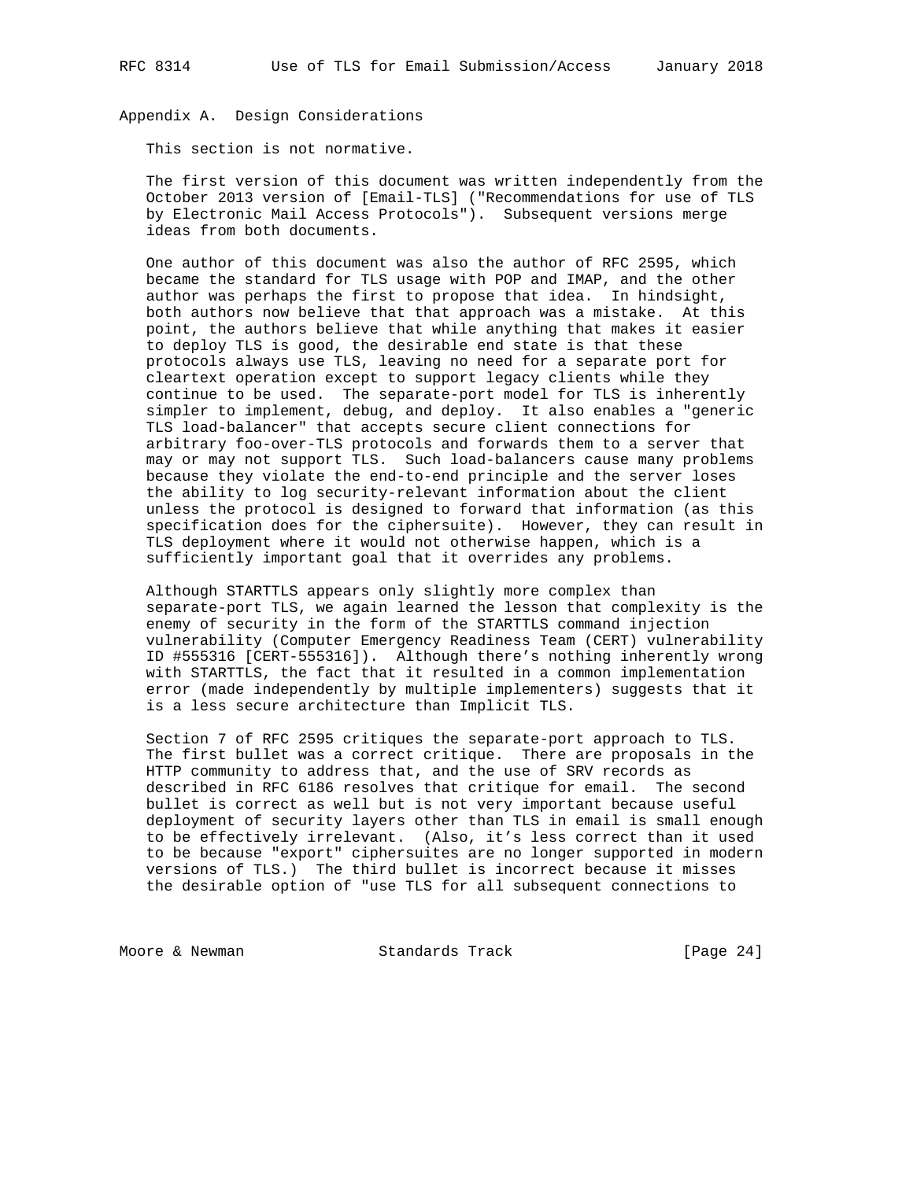## Appendix A. Design Considerations

This section is not normative.

The first version of this document was written independently from the October 2013 version of [Email-TLS] ("Recommendations for use of TLS by Electronic Mail Access Protocols"). Subsequent versions merge ideas from both documents.

One author of this document was also the author of RFC 2595, which became the standard for TLS usage with POP and IMAP, and the other author was perhaps the first to propose that idea. In hindsight, both authors now believe that that approach was a mistake. At this point, the authors believe that while anything that makes it easier to deploy TLS is good, the desirable end state is that these protocols always use TLS, leaving no need for a separate port for cleartext operation except to support legacy clients while they continue to be used. The separate-port model for TLS is inherently simpler to implement, debug, and deploy. It also enables a "generic TLS load-balancer" that accepts secure client connections for arbitrary foo-over-TLS protocols and forwards them to a server that may or may not support TLS. Such load-balancers cause many problems because they violate the end-to-end principle and the server loses the ability to log security-relevant information about the client unless the protocol is designed to forward that information (as this specification does for the ciphersuite). However, they can result in TLS deployment where it would not otherwise happen, which is a sufficiently important goal that it overrides any problems.

Although STARTTLS appears only slightly more complex than separate-port TLS, we again learned the lesson that complexity is the enemy of security in the form of the STARTTLS command injection vulnerability (Computer Emergency Readiness Team (CERT) vulnerability ID #555316 [CERT-555316]). Although there's nothing inherently wrong with STARTTLS, the fact that it resulted in a common implementation error (made independently by multiple implementers) suggests that it is a less secure architecture than Implicit TLS.

Section 7 of RFC 2595 critiques the separate-port approach to TLS. The first bullet was a correct critique. There are proposals in the HTTP community to address that, and the use of SRV records as described in RFC 6186 resolves that critique for email. The second bullet is correct as well but is not very important because useful deployment of security layers other than TLS in email is small enough to be effectively irrelevant. (Also, it's less correct than it used to be because "export" ciphersuites are no longer supported in modern versions of TLS.) The third bullet is incorrect because it misses the desirable option of "use TLS for all subsequent connections to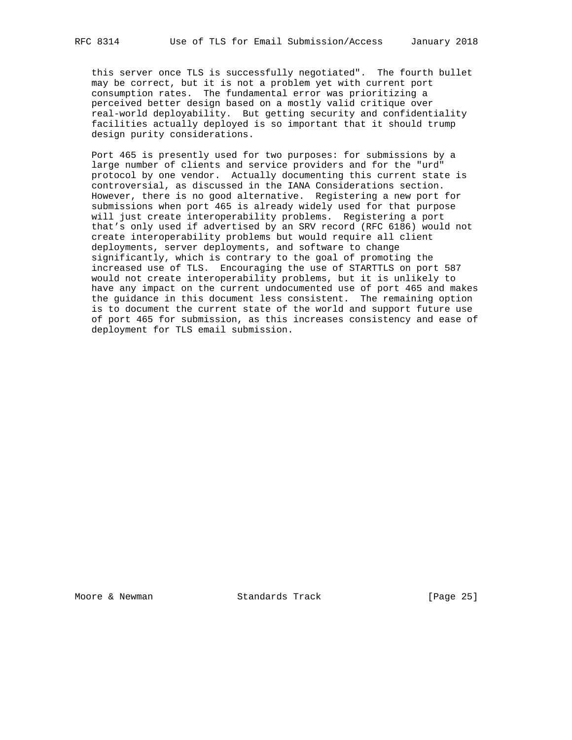this server once TLS is successfully negotiated". The fourth bullet may be correct, but it is not a problem yet with current port consumption rates. The fundamental error was prioritizing a perceived better design based on a mostly valid critique over real-world deployability. But getting security and confidentiality facilities actually deployed is so important that it should trump design purity considerations.

Port 465 is presently used for two purposes: for submissions by a large number of clients and service providers and for the "urd" protocol by one vendor. Actually documenting this current state is controversial, as discussed in the IANA Considerations section. However, there is no good alternative. Registering a new port for submissions when port 465 is already widely used for that purpose will just create interoperability problems. Registering a port that's only used if advertised by an SRV record (RFC 6186) would not create interoperability problems but would require all client deployments, server deployments, and software to change significantly, which is contrary to the goal of promoting the increased use of TLS. Encouraging the use of STARTTLS on port 587 would not create interoperability problems, but it is unlikely to have any impact on the current undocumented use of port 465 and makes the guidance in this document less consistent. The remaining option is to document the current state of the world and support future use of port 465 for submission, as this increases consistency and ease of deployment for TLS email submission.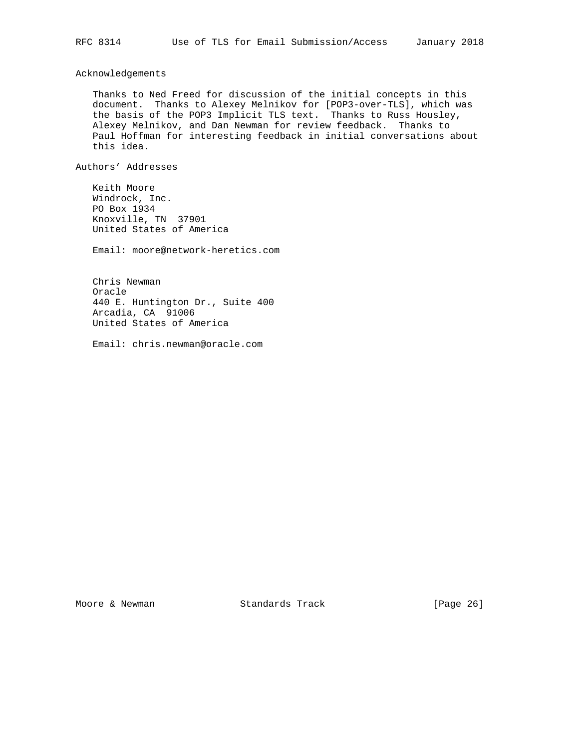## Acknowledgements

Thanks to Ned Freed for discussion of the initial concepts in this document. Thanks to Alexey Melnikov for [POP3-over-TLS], which was the basis of the POP3 Implicit TLS text. Thanks to Russ Housley, Alexey Melnikov, and Dan Newman for review feedback. Thanks to Paul Hoffman for interesting feedback in initial conversations about this idea.

## Authors' Addresses

Keith Moore
Windrock, Inc.
PO Box 1934
Knoxville, TN 37901
United States of America

Email: moore@network-heretics.com

Chris Newman
Oracle
440 E. Huntington Dr., Suite 400
Arcadia, CA 91006
United States of America

Email: chris.newman@oracle.com